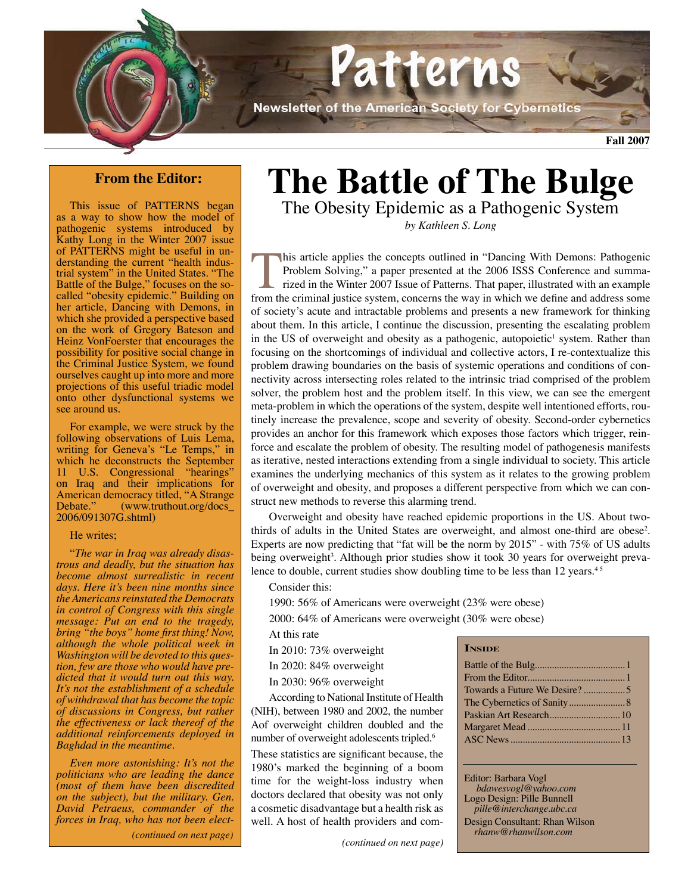# Patterns

Newsletter of the American Society for Cybernetics

Fall 2007

## From the Editor:

This issue of PATTERNS began as a way to show how the model of pathogenic systems introduced by Kathy Long in the Winter 2007 issue of PATTERNS might be useful in understanding the current "health industrial system" in the United States. "The Battle of the Bulge," focuses on the so-called "obesity epidemic." Building on her article, Dancing with Demons, in which she provided a perspective based on the work of Gregory Bateson and Heinz VonFoerster that encourages the possibility for positive social change in the Criminal Justice System, we found ourselves caught up into more and more projections of this useful triadic model onto other dysfunctional systems we see around us.

For example, we were struck by the following observations of Luis Lema, writing for Geneva's "Le Temps," in which he deconstructs the September 11 U.S. Congressional "hearings" on Iraq and their implications for American democracy titled, "A Strange Debate." (www.truthout.org/docs_2006/091307G.shtml)

He writes;

"*The war in Iraq was already disastrous and deadly, but the situation has become almost surrealistic in recent days. Here it's been nine months since the Americans reinstated the Democrats in control of Congress with this single message: Put an end to the tragedy, bring "the boys" home first thing! Now, although the whole political week in Washington will be devoted to this question, few are those who would have predicted that it would turn out this way. It's not the establishment of a schedule of withdrawal that has become the topic of discussions in Congress, but rather the effectiveness or lack thereof of the additional reinforcements deployed in Baghdad in the meantime.*

*Even more astonishing: It's not the politicians who are leading the dance (most of them have been discredited on the subject), but the military. Gen. David Petraeus, commander of the forces in Iraq, who has not been elect-*

*(continued on next page)*

# The Battle of The Bulge

## The Obesity Epidemic as a Pathogenic System

*by Kathleen S. Long*

This article applies the concepts outlined in "Dancing With Demons: Pathogenic Problem Solving," a paper presented at the 2006 ISSS Conference and summarized in the Winter 2007 Issue of Patterns. That paper, illustrated with an example from the criminal justice system, concerns the way in which we define and address some of society's acute and intractable problems and presents a new framework for thinking about them. In this article, I continue the discussion, presenting the escalating problem in the US of overweight and obesity as a pathogenic, autopoietic[1] system. Rather than focusing on the shortcomings of individual and collective actors, I re-contextualize this problem drawing boundaries on the basis of systemic operations and conditions of connectivity across intersecting roles related to the intrinsic triad comprised of the problem solver, the problem host and the problem itself. In this view, we can see the emergent meta-problem in which the operations of the system, despite well intentioned efforts, routinely increase the prevalence, scope and severity of obesity. Second-order cybernetics provides an anchor for this framework which exposes those factors which trigger, reinforce and escalate the problem of obesity. The resulting model of pathogenesis manifests as iterative, nested interactions extending from a single individual to society. This article examines the underlying mechanics of this system as it relates to the growing problem of overweight and obesity, and proposes a different perspective from which we can construct new methods to reverse this alarming trend.

Overweight and obesity have reached epidemic proportions in the US. About two-thirds of adults in the United States are overweight, and almost one-third are obese[2]. Experts are now predicting that "fat will be the norm by 2015" - with 75% of US adults being overweight[3]. Although prior studies show it took 30 years for overweight prevalence to double, current studies show doubling time to be less than 12 years.[4 5]

Consider this:

1990: 56% of Americans were overweight (23% were obese)

2000: 64% of Americans were overweight (30% were obese)

At this rate

In 2010: 73% overweight

In 2020: 84% overweight

In 2030: 96% overweight

According to National Institute of Health (NIH), between 1980 and 2002, the number Aof overweight children doubled and the number of overweight adolescents tripled.[6]

These statistics are significant because, the 1980's marked the beginning of a boom time for the weight-loss industry when doctors declared that obesity was not only a cosmetic disadvantage but a health risk as well. A host of health providers and com-

*(continued on next page)*

**INSIDE**

| | |
|---|---|
| Battle of the Bulg | 1 |
| From the Editor | 1 |
| Towards a Future We Desire? | 5 |
| The Cybernetics of Sanity | 8 |
| Paskian Art Research | 10 |
| Margaret Mead | 11 |
| ASC News | 13 |

Editor: Barbara Vogl
*bdawesvogl@yahoo.com*

Logo Design: Pille Bunnell
*pille@interchange.ubc.ca*

Design Consultant: Rhan Wilson
*rhanw@rhanwilson.com*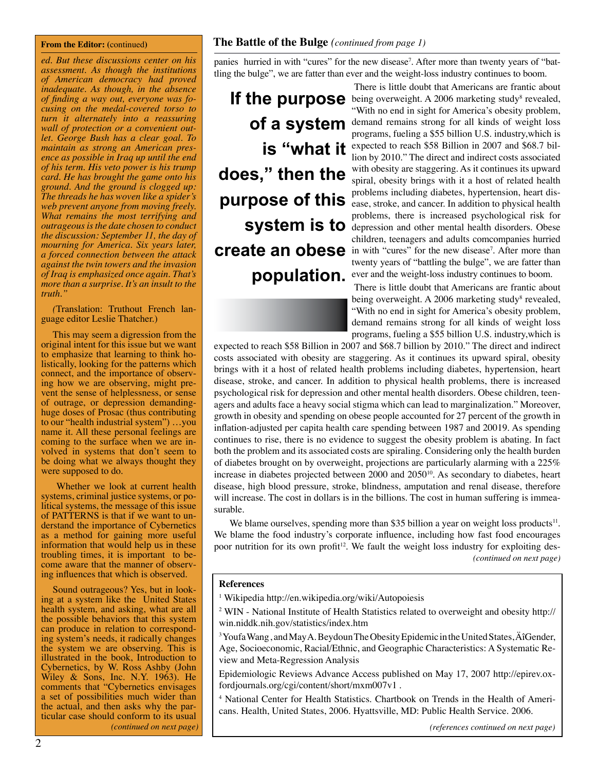**From the Editor:** (continued)

*ed. But these discussions center on his assessment. As though the institutions of American democracy had proved inadequate. As though, in the absence of finding a way out, everyone was focusing on the medal-covered torso to turn it alternately into a reassuring wall of protection or a convenient outlet. George Bush has a clear goal. To maintain as strong an American presence as possible in Iraq up until the end of his term. His veto power is his trump card. He has brought the game onto his ground. And the ground is clogged up: The threads he has woven like a spider's web prevent anyone from moving freely. What remains the most terrifying and outrageous is the date chosen to conduct the discussion: September 11, the day of mourning for America. Six years later, a forced connection between the attack against the twin towers and the invasion of Iraq is emphasized once again. That's more than a surprise. It's an insult to the truth."*

*(*Translation: Truthout French language editor Leslie Thatcher.)

This may seem a digression from the original intent for this issue but we want to emphasize that learning to think holistically, looking for the patterns which connect, and the importance of observing how we are observing, might prevent the sense of helplessness, or sense of outrage, or depression demanding-huge doses of Prosac (thus contributing to our "health industrial system") …you name it. All these personal feelings are coming to the surface when we are involved in systems that don't seem to be doing what we always thought they were supposed to do.

Whether we look at current health systems, criminal justice systems, or political systems, the message of this issue of PATTERNS is that if we want to understand the importance of Cybernetics as a method for gaining more useful information that would help us in these troubling times, it is important to become aware that the manner of observing influences that which is observed.

Sound outrageous? Yes, but in looking at a system like the United States health system, and asking, what are all the possible behaviors that this system can produce in relation to corresponding system's needs, it radically changes the system we are observing. This is illustrated in the book, Introduction to Cybernetics, by W. Ross Ashby (John Wiley & Sons, Inc. N.Y. 1963). He comments that "Cybernetics envisages a set of possibilities much wider than the actual, and then asks why the particular case should conform to its usual

*(continued on next page)*

## The Battle of the Bulge *(continued from page 1)*

panies hurried in with "cures" for the new disease[7]. After more than twenty years of "battling the bulge", we are fatter than ever and the weight-loss industry continues to boom.

**If the purpose of a system is "what it does," then the purpose of this system is to create an obese population.**

There is little doubt that Americans are frantic about being overweight. A 2006 marketing study[8] revealed, "With no end in sight for America's obesity problem, demand remains strong for all kinds of weight loss programs, fueling a $55 billion U.S. industry,which is expected to reach $58 Billion in 2007 and $68.7 billion by 2010." The direct and indirect costs associated with obesity are staggering. As it continues its upward spiral, obesity brings with it a host of related health problems including diabetes, hypertension, heart disease, stroke, and cancer. In addition to physical health problems, there is increased psychological risk for depression and other mental health disorders. Obese children, teenagers and adults comcompanies hurried in with "cures" for the new disease[7]. After more than twenty years of "battling the bulge", we are fatter than ever and the weight-loss industry continues to boom.

There is little doubt that Americans are frantic about being overweight. A 2006 marketing study[8] revealed, "With no end in sight for America's obesity problem, demand remains strong for all kinds of weight loss programs, fueling a $55 billion U.S. industry,which is expected to reach $58 Billion in 2007 and $68.7 billion by 2010." The direct and indirect costs associated with obesity are staggering. As it continues its upward spiral, obesity brings with it a host of related health problems including diabetes, hypertension, heart disease, stroke, and cancer. In addition to physical health problems, there is increased psychological risk for depression and other mental health disorders. Obese children, teenagers and adults face a heavy social stigma which can lead to marginalization." Moreover, growth in obesity and spending on obese people accounted for 27 percent of the growth in inflation-adjusted per capita health care spending between 1987 and 2001[9]. As spending continues to rise, there is no evidence to suggest the obesity problem is abating. In fact both the problem and its associated costs are spiraling. Considering only the health burden of diabetes brought on by overweight, projections are particularly alarming with a 225% increase in diabetes projected between 2000 and 2050[10]. As secondary to diabetes, heart disease, high blood pressure, stroke, blindness, amputation and renal disease, therefore will increase. The cost in dollars is in the billions. The cost in human suffering is immeasurable.

We blame ourselves, spending more than $35 billion a year on weight loss products[11]. We blame the food industry's corporate influence, including how fast food encourages poor nutrition for its own profit[12]. We fault the weight loss industry for exploiting des-

*(continued on next page)*

**References**

[1] Wikipedia http://en.wikipedia.org/wiki/Autopoiesis

[2] WIN - National Institute of Health Statistics related to overweight and obesity http://win.niddk.nih.gov/statistics/index.htm

[3] Youfa Wang , and May A. Beydoun The Obesity Epidemic in the United States, ÄîGender, Age, Socioeconomic, Racial/Ethnic, and Geographic Characteristics: A Systematic Review and Meta-Regression Analysis

Epidemiologic Reviews Advance Access published on May 17, 2007 http://epirev.oxfordjournals.org/cgi/content/short/mxm007v1 .

[4] National Center for Health Statistics. Chartbook on Trends in the Health of Americans. Health, United States, 2006. Hyattsville, MD: Public Health Service. 2006.

*(references continued on next page)*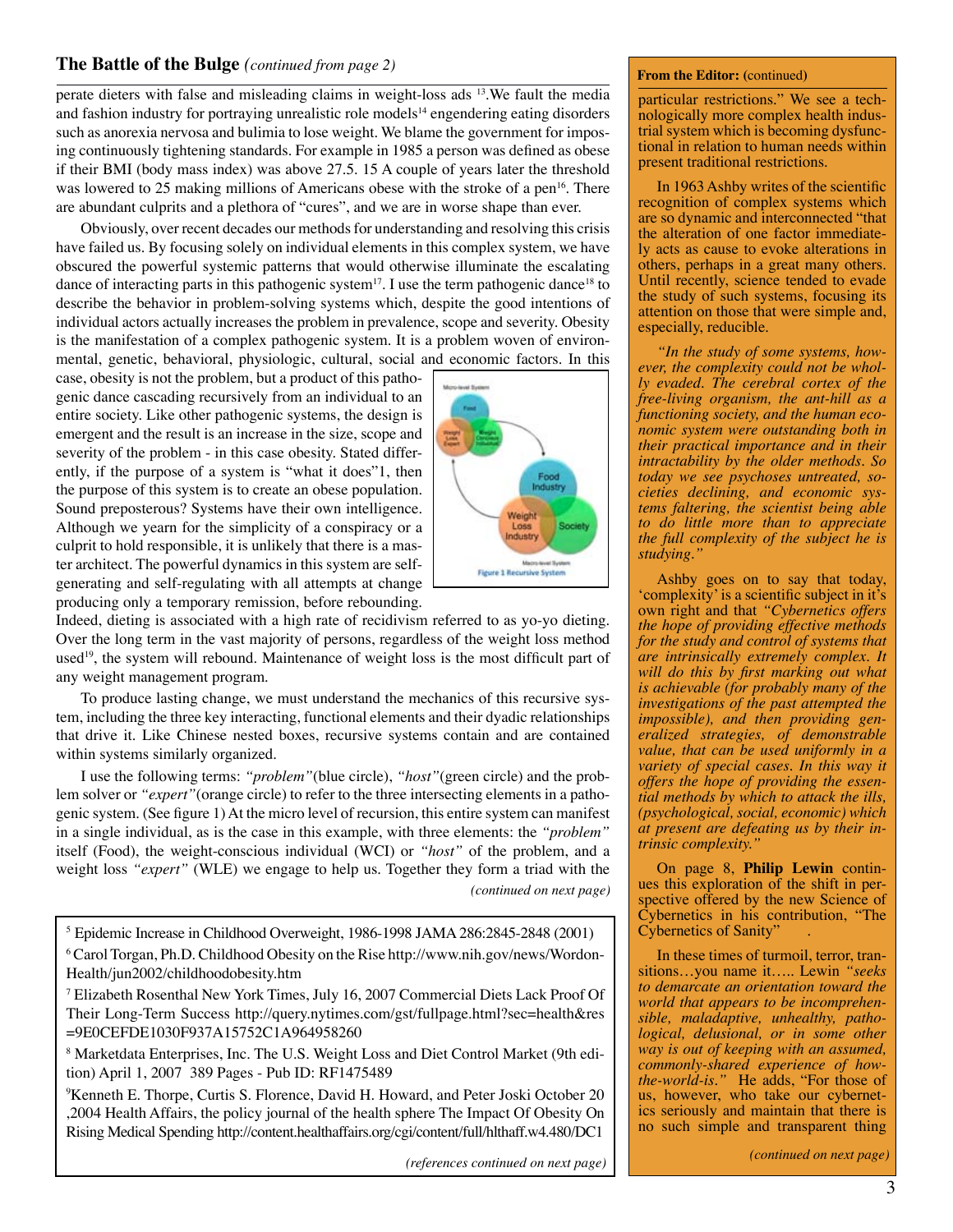## The Battle of the Bulge *(continued from page 2)*

perate dieters with false and misleading claims in weight-loss ads [13].We fault the media and fashion industry for portraying unrealistic role models[14] engendering eating disorders such as anorexia nervosa and bulimia to lose weight. We blame the government for imposing continuously tightening standards. For example in 1985 a person was defined as obese if their BMI (body mass index) was above 27.5. 15 A couple of years later the threshold was lowered to 25 making millions of Americans obese with the stroke of a pen[16]. There are abundant culprits and a plethora of "cures", and we are in worse shape than ever.

Obviously, over recent decades our methods for understanding and resolving this crisis have failed us. By focusing solely on individual elements in this complex system, we have obscured the powerful systemic patterns that would otherwise illuminate the escalating dance of interacting parts in this pathogenic system[17]. I use the term pathogenic dance[18] to describe the behavior in problem-solving systems which, despite the good intentions of individual actors actually increases the problem in prevalence, scope and severity. Obesity is the manifestation of a complex pathogenic system. It is a problem woven of environmental, genetic, behavioral, physiologic, cultural, social and economic factors. In this case, obesity is not the problem, but a product of this pathogenic dance cascading recursively from an individual to an entire society. Like other pathogenic systems, the design is emergent and the result is an increase in the size, scope and severity of the problem - in this case obesity. Stated differently, if the purpose of a system is "what it does"1, then the purpose of this system is to create an obese population. Sound preposterous? Systems have their own intelligence. Although we yearn for the simplicity of a conspiracy or a culprit to hold responsible, it is unlikely that there is a master architect. The powerful dynamics in this system are self-generating and self-regulating with all attempts at change producing only a temporary remission, before rebounding. Indeed, dieting is associated with a high rate of recidivism referred to as yo-yo dieting. Over the long term in the vast majority of persons, regardless of the weight loss method used[19], the system will rebound. Maintenance of weight loss is the most difficult part of any weight management program.

Figure 1 Recursive System

To produce lasting change, we must understand the mechanics of this recursive system, including the three key interacting, functional elements and their dyadic relationships that drive it. Like Chinese nested boxes, recursive systems contain and are contained within systems similarly organized.

I use the following terms: *"problem"*(blue circle), *"host"*(green circle) and the problem solver or *"expert"*(orange circle) to refer to the three intersecting elements in a pathogenic system. (See figure 1) At the micro level of recursion, this entire system can manifest in a single individual, as is the case in this example, with three elements: the *"problem"* itself (Food), the weight-conscious individual (WCI) or *"host"* of the problem, and a weight loss *"expert"* (WLE) we engage to help us. Together they form a triad with the

*(continued on next page)*

[5] Epidemic Increase in Childhood Overweight, 1986-1998 JAMA 286:2845-2848 (2001)

[6] Carol Torgan, Ph.D. Childhood Obesity on the Rise http://www.nih.gov/news/WordonHealth/jun2002/childhoodobesity.htm

[7] Elizabeth Rosenthal New York Times, July 16, 2007 Commercial Diets Lack Proof Of Their Long-Term Success http://query.nytimes.com/gst/fullpage.html?sec=health&res=9E0CEFDE1030F937A15752C1A964958260

[8] Marketdata Enterprises, Inc. The U.S. Weight Loss and Diet Control Market (9th edition) April 1, 2007 389 Pages - Pub ID: RF1475489

[9] Kenneth E. Thorpe, Curtis S. Florence, David H. Howard, and Peter Joski October 20 ,2004 Health Affairs, the policy journal of the health sphere The Impact Of Obesity On Rising Medical Spending http://content.healthaffairs.org/cgi/content/full/hlthaff.w4.480/DC1

*(references continued on next page)*

---

**From the Editor:** (continued)

particular restrictions." We see a technologically more complex health industrial system which is becoming dysfunctional in relation to human needs within present traditional restrictions.

In 1963 Ashby writes of the scientific recognition of complex systems which are so dynamic and interconnected "that the alteration of one factor immediately acts as cause to evoke alterations in others, perhaps in a great many others. Until recently, science tended to evade the study of such systems, focusing its attention on those that were simple and, especially, reducible.

*"In the study of some systems, however, the complexity could not be wholly evaded. The cerebral cortex of the free-living organism, the ant-hill as a functioning society, and the human economic system were outstanding both in their practical importance and in their intractability by the older methods. So today we see psychoses untreated, societies declining, and economic systems faltering, the scientist being able to do little more than to appreciate the full complexity of the subject he is studying."*

Ashby goes on to say that today, 'complexity' is a scientific subject in it's own right and that *"Cybernetics offers the hope of providing effective methods for the study and control of systems that are intrinsically extremely complex. It will do this by first marking out what is achievable (for probably many of the investigations of the past attempted the impossible), and then providing generalized strategies, of demonstrable value, that can be used uniformly in a variety of special cases. In this way it offers the hope of providing the essential methods by which to attack the ills, (psychological, social, economic) which at present are defeating us by their intrinsic complexity."*

On page 8, **Philip Lewin** continues this exploration of the shift in perspective offered by the new Science of Cybernetics in his contribution, "The Cybernetics of Sanity" .

In these times of turmoil, terror, transitions…you name it….. Lewin *"seeks to demarcate an orientation toward the world that appears to be incomprehensible, maladaptive, unhealthy, pathological, delusional, or in some other way is out of keeping with an assumed, commonly-shared experience of how-the-world-is."* He adds, "For those of us, however, who take our cybernetics seriously and maintain that there is no such simple and transparent thing

*(continued on next page)*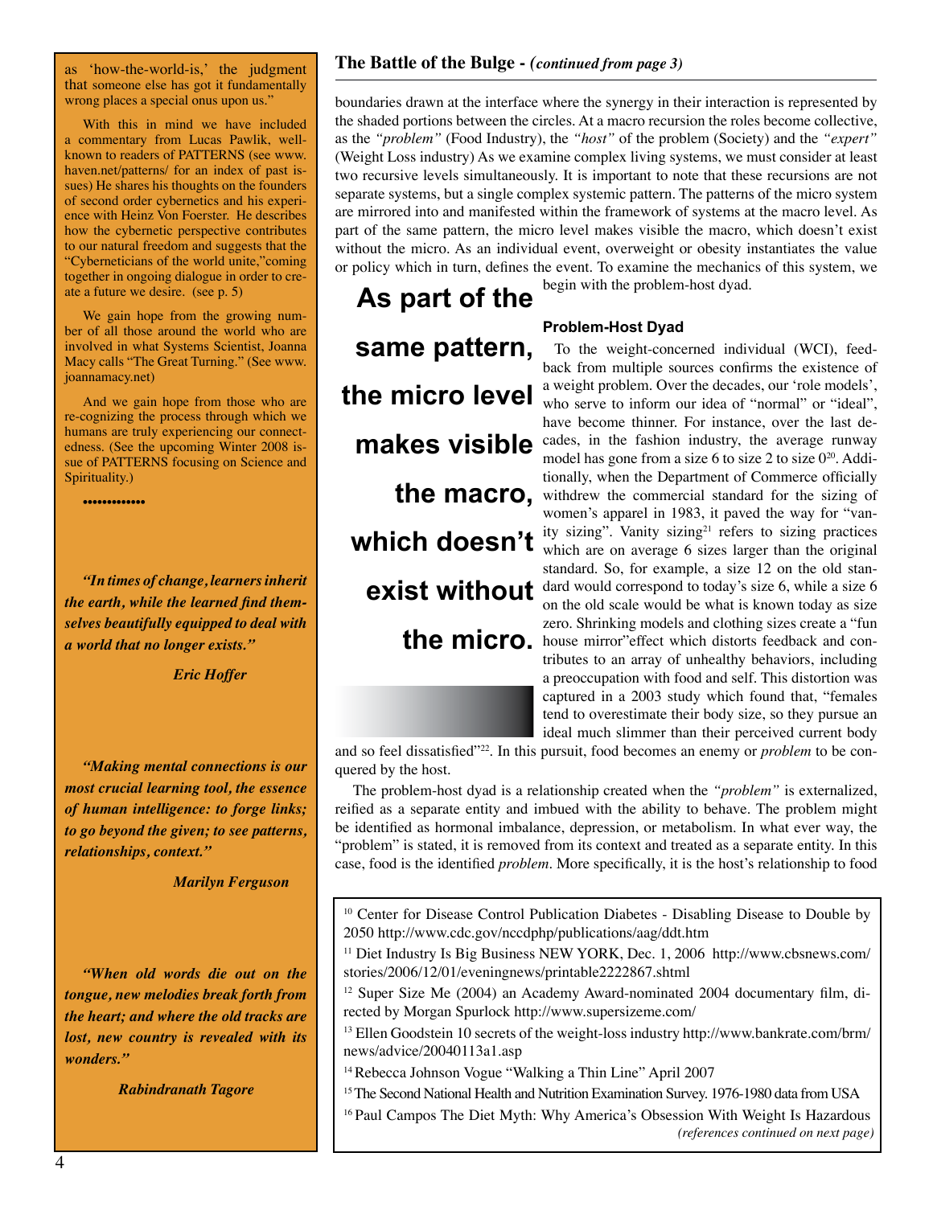as 'how-the-world-is,' the judgment that someone else has got it fundamentally wrong places a special onus upon us."

With this in mind we have included a commentary from Lucas Pawlik, well-known to readers of PATTERNS (see www.haven.net/patterns/ for an index of past issues) He shares his thoughts on the founders of second order cybernetics and his experience with Heinz Von Foerster. He describes how the cybernetic perspective contributes to our natural freedom and suggests that the "Cyberneticians of the world unite,"coming together in ongoing dialogue in order to create a future we desire. (see p. 5)

We gain hope from the growing number of all those around the world who are involved in what Systems Scientist, Joanna Macy calls "The Great Turning." (See www.joannamacy.net)

And we gain hope from those who are re-cognizing the process through which we humans are truly experiencing our connectedness. (See the upcoming Winter 2008 issue of PATTERNS focusing on Science and Spirituality.)

••••••••••••

***"In times of change, learners inherit the earth, while the learned find themselves beautifully equipped to deal with a world that no longer exists."***

***Eric Hoffer***

***"Making mental connections is our most crucial learning tool, the essence of human intelligence: to forge links; to go beyond the given; to see patterns, relationships, context."***

***Marilyn Ferguson***

***"When old words die out on the tongue, new melodies break forth from the heart; and where the old tracks are lost, new country is revealed with its wonders."***

***Rabindranath Tagore***

## The Battle of the Bulge - *(continued from page 3)*

boundaries drawn at the interface where the synergy in their interaction is represented by the shaded portions between the circles. At a macro recursion the roles become collective, as the *"problem"* (Food Industry), the *"host"* of the problem (Society) and the *"expert"* (Weight Loss industry) As we examine complex living systems, we must consider at least two recursive levels simultaneously. It is important to note that these recursions are not separate systems, but a single complex systemic pattern. The patterns of the micro system are mirrored into and manifested within the framework of systems at the macro level. As part of the same pattern, the micro level makes visible the macro, which doesn't exist without the micro. As an individual event, overweight or obesity instantiates the value or policy which in turn, defines the event. To examine the mechanics of this system, we begin with the problem-host dyad.

**As part of the same pattern, the micro level makes visible the macro, which doesn't exist without the micro.**

### Problem-Host Dyad

To the weight-concerned individual (WCI), feedback from multiple sources confirms the existence of a weight problem. Over the decades, our 'role models', who serve to inform our idea of "normal" or "ideal", have become thinner. For instance, over the last decades, in the fashion industry, the average runway model has gone from a size 6 to size 2 to size 0[20]. Additionally, when the Department of Commerce officially withdrew the commercial standard for the sizing of women's apparel in 1983, it paved the way for "vanity sizing". Vanity sizing[21] refers to sizing practices which are on average 6 sizes larger than the original standard. So, for example, a size 12 on the old standard would correspond to today's size 6, while a size 6 on the old scale would be what is known today as size zero. Shrinking models and clothing sizes create a "fun house mirror"effect which distorts feedback and contributes to an array of unhealthy behaviors, including a preoccupation with food and self. This distortion was captured in a 2003 study which found that, "females tend to overestimate their body size, so they pursue an ideal much slimmer than their perceived current body and so feel dissatisfied"[22]. In this pursuit, food becomes an enemy or *problem* to be conquered by the host.

The problem-host dyad is a relationship created when the *"problem"* is externalized, reified as a separate entity and imbued with the ability to behave. The problem might be identified as hormonal imbalance, depression, or metabolism. In what ever way, the "problem" is stated, it is removed from its context and treated as a separate entity. In this case, food is the identified *problem*. More specifically, it is the host's relationship to food

[10] Center for Disease Control Publication Diabetes - Disabling Disease to Double by 2050 http://www.cdc.gov/nccdphp/publications/aag/ddt.htm

[11] Diet Industry Is Big Business NEW YORK, Dec. 1, 2006 http://www.cbsnews.com/stories/2006/12/01/eveningnews/printable2222867.shtml

[12] Super Size Me (2004) an Academy Award-nominated 2004 documentary film, directed by Morgan Spurlock http://www.supersizeme.com/

[13] Ellen Goodstein 10 secrets of the weight-loss industry http://www.bankrate.com/brm/news/advice/20040113a1.asp

[14] Rebecca Johnson Vogue "Walking a Thin Line" April 2007

[15] The Second National Health and Nutrition Examination Survey. 1976-1980 data from USA

[16] Paul Campos The Diet Myth: Why America's Obsession With Weight Is Hazardous

*(references continued on next page)*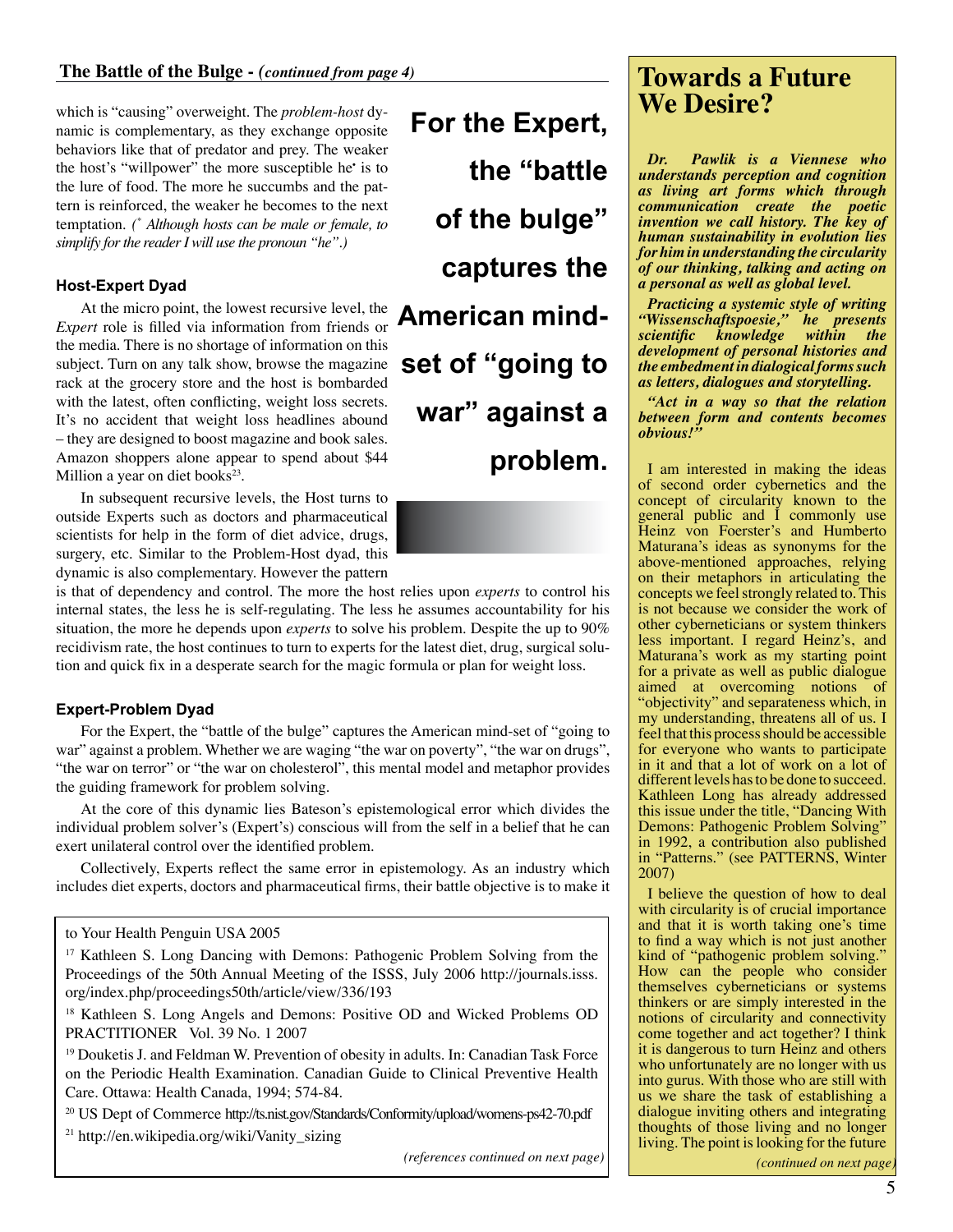## The Battle of the Bulge - *(continued from page 4)*

which is "causing" overweight. The *problem-host* dynamic is complementary, as they exchange opposite behaviors like that of predator and prey. The weaker the host's "willpower" the more susceptible he* is to the lure of food. The more he succumbs and the pattern is reinforced, the weaker he becomes to the next temptation. *(* Although hosts can be male or female, to simplify for the reader I will use the pronoun "he".)*

**For the Expert, the "battle of the bulge" captures the American mind-set of "going to war" against a problem.**

### Host-Expert Dyad

At the micro point, the lowest recursive level, the *Expert* role is filled via information from friends or the media. There is no shortage of information on this subject. Turn on any talk show, browse the magazine rack at the grocery store and the host is bombarded with the latest, often conflicting, weight loss secrets. It's no accident that weight loss headlines abound – they are designed to boost magazine and book sales. Amazon shoppers alone appear to spend about $44 Million a year on diet books[23].

In subsequent recursive levels, the Host turns to outside Experts such as doctors and pharmaceutical scientists for help in the form of diet advice, drugs, surgery, etc. Similar to the Problem-Host dyad, this dynamic is also complementary. However the pattern is that of dependency and control. The more the host relies upon *experts* to control his internal states, the less he is self-regulating. The less he assumes accountability for his situation, the more he depends upon *experts* to solve his problem. Despite the up to 90% recidivism rate, the host continues to turn to experts for the latest diet, drug, surgical solution and quick fix in a desperate search for the magic formula or plan for weight loss.

### Expert-Problem Dyad

For the Expert, the "battle of the bulge" captures the American mind-set of "going to war" against a problem. Whether we are waging "the war on poverty", "the war on drugs", "the war on terror" or "the war on cholesterol", this mental model and metaphor provides the guiding framework for problem solving.

At the core of this dynamic lies Bateson's epistemological error which divides the individual problem solver's (Expert's) conscious will from the self in a belief that he can exert unilateral control over the identified problem.

Collectively, Experts reflect the same error in epistemology. As an industry which includes diet experts, doctors and pharmaceutical firms, their battle objective is to make it

to Your Health Penguin USA 2005

[17] Kathleen S. Long Dancing with Demons: Pathogenic Problem Solving from the Proceedings of the 50th Annual Meeting of the ISSS, July 2006 http://journals.isss.org/index.php/proceedings50th/article/view/336/193

[18] Kathleen S. Long Angels and Demons: Positive OD and Wicked Problems OD PRACTITIONER Vol. 39 No. 1 2007

[19] Douketis J. and Feldman W. Prevention of obesity in adults. In: Canadian Task Force on the Periodic Health Examination. Canadian Guide to Clinical Preventive Health Care. Ottawa: Health Canada, 1994; 574-84.

[20] US Dept of Commerce http://ts.nist.gov/Standards/Conformity/upload/womens-ps42-70.pdf

[21] http://en.wikipedia.org/wiki/Vanity_sizing

*(references continued on next page)*

## Towards a Future We Desire?

***Dr. Pawlik is a Viennese who understands perception and cognition as living art forms which through communication create the poetic invention we call history. The key of human sustainability in evolution lies for him in understanding the circularity of our thinking, talking and acting on a personal as well as global level.***

***Practicing a systemic style of writing "Wissenschaftspoesie," he presents scientific knowledge within the development of personal histories and the embedment in dialogical forms such as letters, dialogues and storytelling.***

***"Act in a way so that the relation between form and contents becomes obvious!"***

I am interested in making the ideas of second order cybernetics and the concept of circularity known to the general public and I commonly use Heinz von Foerster's and Humberto Maturana's ideas as synonyms for the above-mentioned approaches, relying on their metaphors in articulating the concepts we feel strongly related to. This is not because we consider the work of other cyberneticians or system thinkers less important. I regard Heinz's, and Maturana's work as my starting point for a private as well as public dialogue aimed at overcoming notions of "objectivity" and separateness which, in my understanding, threatens all of us. I feel that this process should be accessible for everyone who wants to participate in it and that a lot of work on a lot of different levels has to be done to succeed. Kathleen Long has already addressed this issue under the title, "Dancing With Demons: Pathogenic Problem Solving" in 1992, a contribution also published in "Patterns." (see PATTERNS, Winter 2007)

I believe the question of how to deal with circularity is of crucial importance and that it is worth taking one's time to find a way which is not just another kind of "pathogenic problem solving." How can the people who consider themselves cyberneticians or systems thinkers or are simply interested in the notions of circularity and connectivity come together and act together? I think it is dangerous to turn Heinz and others who unfortunately are no longer with us into gurus. With those who are still with us we share the task of establishing a dialogue inviting others and integrating thoughts of those living and no longer living. The point is looking for the future

*(continued on next page)*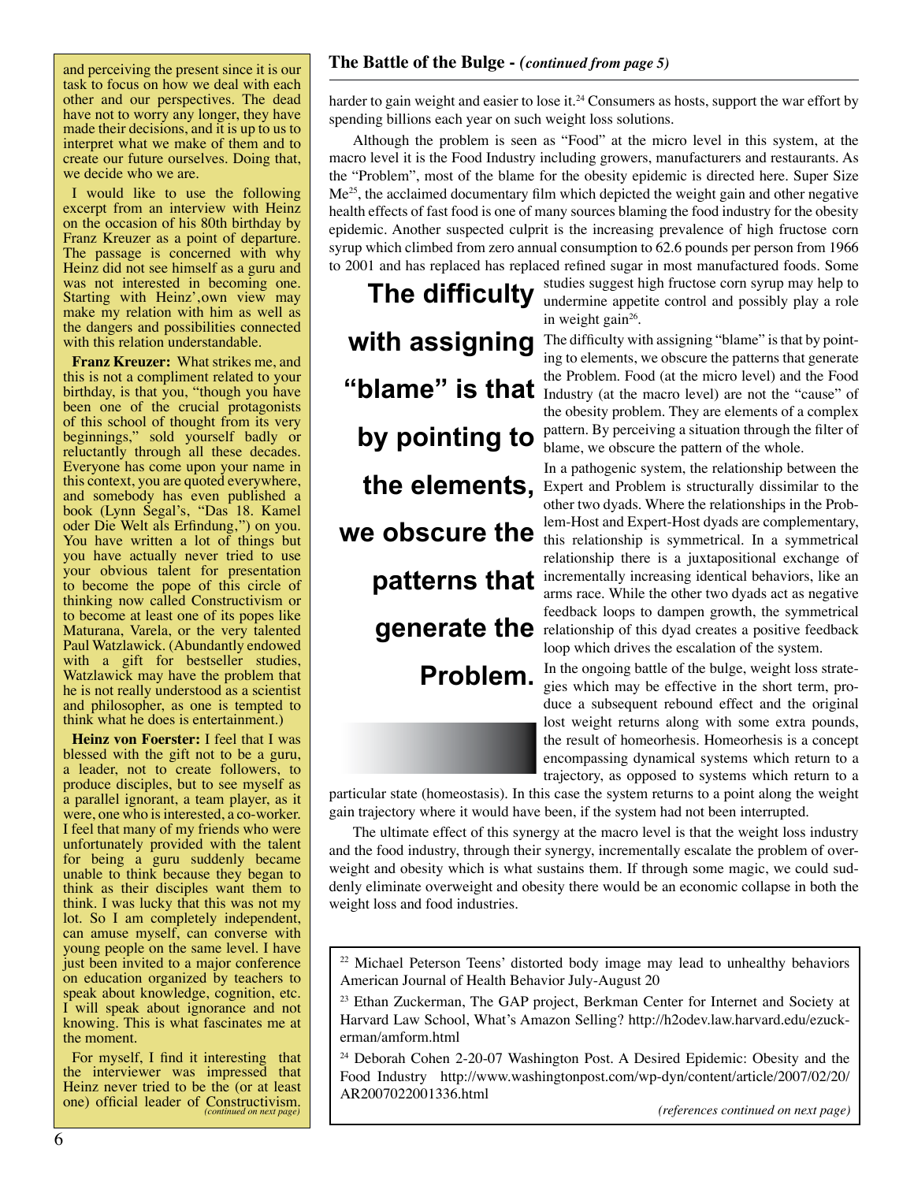and perceiving the present since it is our task to focus on how we deal with each other and our perspectives. The dead have not to worry any longer, they have made their decisions, and it is up to us to interpret what we make of them and to create our future ourselves. Doing that, we decide who we are.

I would like to use the following excerpt from an interview with Heinz on the occasion of his 80th birthday by Franz Kreuzer as a point of departure. The passage is concerned with why Heinz did not see himself as a guru and was not interested in becoming one. Starting with Heinz',own view may make my relation with him as well as the dangers and possibilities connected with this relation understandable.

**Franz Kreuzer:** What strikes me, and this is not a compliment related to your birthday, is that you, "though you have been one of the crucial protagonists of this school of thought from its very beginnings," sold yourself badly or reluctantly through all these decades. Everyone has come upon your name in this context, you are quoted everywhere, and somebody has even published a book (Lynn Segal's, "Das 18. Kamel oder Die Welt als Erfindung,") on you. You have written a lot of things but you have actually never tried to use your obvious talent for presentation to become the pope of this circle of thinking now called Constructivism or to become at least one of its popes like Maturana, Varela, or the very talented Paul Watzlawick. (Abundantly endowed with a gift for bestseller studies, Watzlawick may have the problem that he is not really understood as a scientist and philosopher, as one is tempted to think what he does is entertainment.)

**Heinz von Foerster:** I feel that I was blessed with the gift not to be a guru, a leader, not to create followers, to produce disciples, but to see myself as a parallel ignorant, a team player, as it were, one who is interested, a co-worker. I feel that many of my friends who were unfortunately provided with the talent for being a guru suddenly became unable to think because they began to think as their disciples want them to think. I was lucky that this was not my lot. So I am completely independent, can amuse myself, can converse with young people on the same level. I have just been invited to a major conference on education organized by teachers to speak about knowledge, cognition, etc. I will speak about ignorance and not knowing. This is what fascinates me at the moment.

For myself, I find it interesting that the interviewer was impressed that Heinz never tried to be the (or at least one) official leader of Constructivism. *(continued on next page)*

## The Battle of the Bulge - *(continued from page 5)*

harder to gain weight and easier to lose it.[24] Consumers as hosts, support the war effort by spending billions each year on such weight loss solutions.

Although the problem is seen as "Food" at the micro level in this system, at the macro level it is the Food Industry including growers, manufacturers and restaurants. As the "Problem", most of the blame for the obesity epidemic is directed here. Super Size Me[25], the acclaimed documentary film which depicted the weight gain and other negative health effects of fast food is one of many sources blaming the food industry for the obesity epidemic. Another suspected culprit is the increasing prevalence of high fructose corn syrup which climbed from zero annual consumption to 62.6 pounds per person from 1966 to 2001 and has replaced has replaced refined sugar in most manufactured foods. Some studies suggest high fructose corn syrup may help to undermine appetite control and possibly play a role in weight gain[26].

**The difficulty with assigning "blame" is that by pointing to the elements, we obscure the patterns that generate the Problem.**

The difficulty with assigning "blame" is that by pointing to elements, we obscure the patterns that generate the Problem. Food (at the micro level) and the Food Industry (at the macro level) are not the "cause" of the obesity problem. They are elements of a complex pattern. By perceiving a situation through the filter of blame, we obscure the pattern of the whole.

In a pathogenic system, the relationship between the Expert and Problem is structurally dissimilar to the other two dyads. Where the relationships in the Problem-Host and Expert-Host dyads are complementary, this relationship is symmetrical. In a symmetrical relationship there is a juxtapositional exchange of incrementally increasing identical behaviors, like an arms race. While the other two dyads act as negative feedback loops to dampen growth, the symmetrical relationship of this dyad creates a positive feedback loop which drives the escalation of the system.

In the ongoing battle of the bulge, weight loss strategies which may be effective in the short term, produce a subsequent rebound effect and the original lost weight returns along with some extra pounds, the result of homeorhesis. Homeorhesis is a concept encompassing dynamical systems which return to a trajectory, as opposed to systems which return to a particular state (homeostasis). In this case the system returns to a point along the weight gain trajectory where it would have been, if the system had not been interrupted.

The ultimate effect of this synergy at the macro level is that the weight loss industry and the food industry, through their synergy, incrementally escalate the problem of overweight and obesity which is what sustains them. If through some magic, we could suddenly eliminate overweight and obesity there would be an economic collapse in both the weight loss and food industries.

---

[22] Michael Peterson Teens' distorted body image may lead to unhealthy behaviors American Journal of Health Behavior July-August 20

[23] Ethan Zuckerman, The GAP project, Berkman Center for Internet and Society at Harvard Law School, What's Amazon Selling? http://h2odev.law.harvard.edu/ezuckerman/amform.html

[24] Deborah Cohen 2-20-07 Washington Post. A Desired Epidemic: Obesity and the Food Industry http://www.washingtonpost.com/wp-dyn/content/article/2007/02/20/AR2007022001336.html

*(references continued on next page)*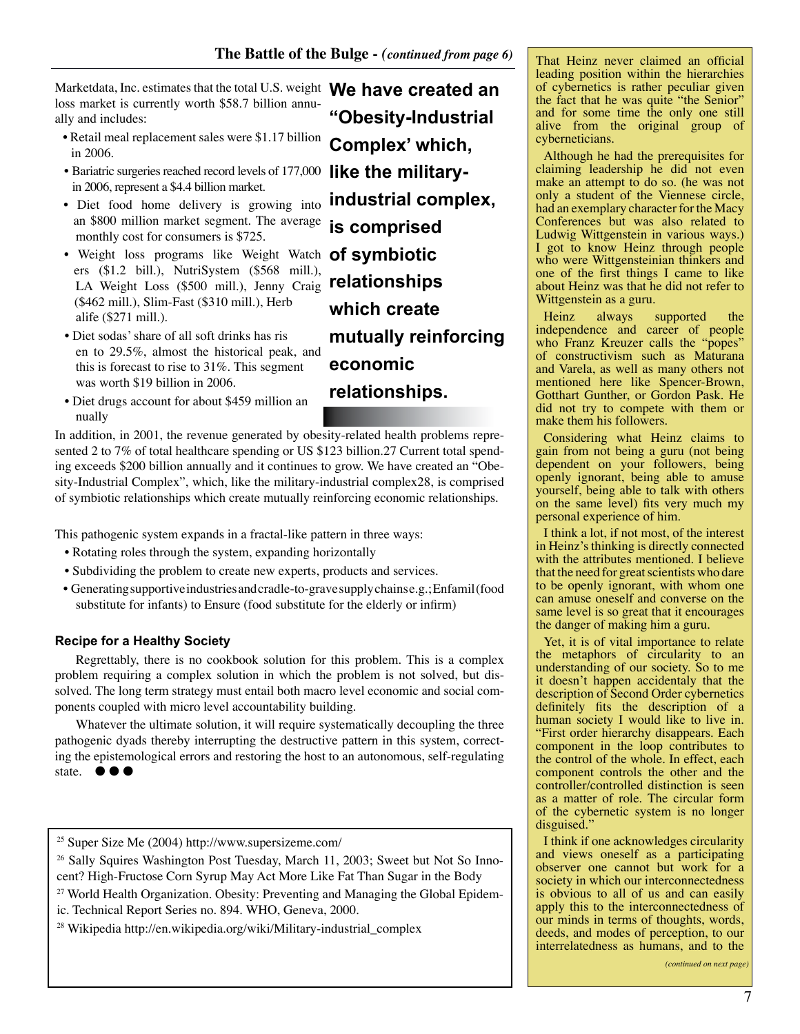## The Battle of the Bulge - *(continued from page 6)*

Marketdata, Inc. estimates that the total U.S. weight loss market is currently worth $58.7 billion annually and includes:

- Retail meal replacement sales were $1.17 billion in 2006.
- Bariatric surgeries reached record levels of 177,000 in 2006, represent a $4.4 billion market.
- Diet food home delivery is growing into an $800 million market segment. The average monthly cost for consumers is $725.
- Weight loss programs like Weight Watchers ($1.2 bill.), NutriSystem ($568 mill.), LA Weight Loss ($500 mill.), Jenny Craig ($462 mill.), Slim-Fast ($310 mill.), Herbalife ($271 mill.).
- Diet sodas' share of all soft drinks has risen to 29.5%, almost the historical peak, and this is forecast to rise to 31%. This segment was worth $19 billion in 2006.
- Diet drugs account for about $459 million annually

**We have created an "Obesity-Industrial Complex' which, like the military-industrial complex, is comprised of symbiotic relationships which create mutually reinforcing economic relationships.**

In addition, in 2001, the revenue generated by obesity-related health problems represented 2 to 7% of total healthcare spending or US $123 billion.[27] Current total spending exceeds $200 billion annually and it continues to grow. We have created an "Obesity-Industrial Complex", which, like the military-industrial complex[28], is comprised of symbiotic relationships which create mutually reinforcing economic relationships.

This pathogenic system expands in a fractal-like pattern in three ways:

- Rotating roles through the system, expanding horizontally
- Subdividing the problem to create new experts, products and services.
- Generating supportive industries and cradle-to-grave supply chains e.g.; Enfamil (food substitute for infants) to Ensure (food substitute for the elderly or infirm)

### Recipe for a Healthy Society

Regrettably, there is no cookbook solution for this problem. This is a complex problem requiring a complex solution in which the problem is not solved, but dissolved. The long term strategy must entail both macro level economic and social components coupled with micro level accountability building.

Whatever the ultimate solution, it will require systematically decoupling the three pathogenic dyads thereby interrupting the destructive pattern in this system, correcting the epistemological errors and restoring the host to an autonomous, self-regulating state. ●●●

---

[25] Super Size Me (2004) http://www.supersizeme.com/

[26] Sally Squires Washington Post Tuesday, March 11, 2003; Sweet but Not So Innocent? High-Fructose Corn Syrup May Act More Like Fat Than Sugar in the Body

[27] World Health Organization. Obesity: Preventing and Managing the Global Epidemic. Technical Report Series no. 894. WHO, Geneva, 2000.

[28] Wikipedia http://en.wikipedia.org/wiki/Military-industrial_complex

---

That Heinz never claimed an official leading position within the hierarchies of cybernetics is rather peculiar given the fact that he was quite "the Senior" and for some time the only one still alive from the original group of cyberneticians.

Although he had the prerequisites for claiming leadership he did not even make an attempt to do so. (he was not only a student of the Viennese circle, had an exemplary character for the Macy Conferences but was also related to Ludwig Wittgenstein in various ways.) I got to know Heinz through people who were Wittgensteinian thinkers and one of the first things I came to like about Heinz was that he did not refer to Wittgenstein as a guru.

Heinz always supported the independence and career of people who Franz Kreuzer calls the "popes" of constructivism such as Maturana and Varela, as well as many others not mentioned here like Spencer-Brown, Gotthart Gunther, or Gordon Pask. He did not try to compete with them or make them his followers.

Considering what Heinz claims to gain from not being a guru (not being dependent on your followers, being openly ignorant, being able to amuse yourself, being able to talk with others on the same level) fits very much my personal experience of him.

I think a lot, if not most, of the interest in Heinz's thinking is directly connected with the attributes mentioned. I believe that the need for great scientists who dare to be openly ignorant, with whom one can amuse oneself and converse on the same level is so great that it encourages the danger of making him a guru.

Yet, it is of vital importance to relate the metaphors of circularity to an understanding of our society. So to me it doesn't happen accidentaly that the description of Second Order cybernetics definitely fits the description of a human society I would like to live in. "First order hierarchy disappears. Each component in the loop contributes to the control of the whole. In effect, each component controls the other and the controller/controlled distinction is seen as a matter of role. The circular form of the cybernetic system is no longer disguised."

I think if one acknowledges circularity and views oneself as a participating observer one cannot but work for a society in which our interconnectedness is obvious to all of us and can easily apply this to the interconnectedness of our minds in terms of thoughts, words, deeds, and modes of perception, to our interrelatedness as humans, and to the

*(continued on next page)*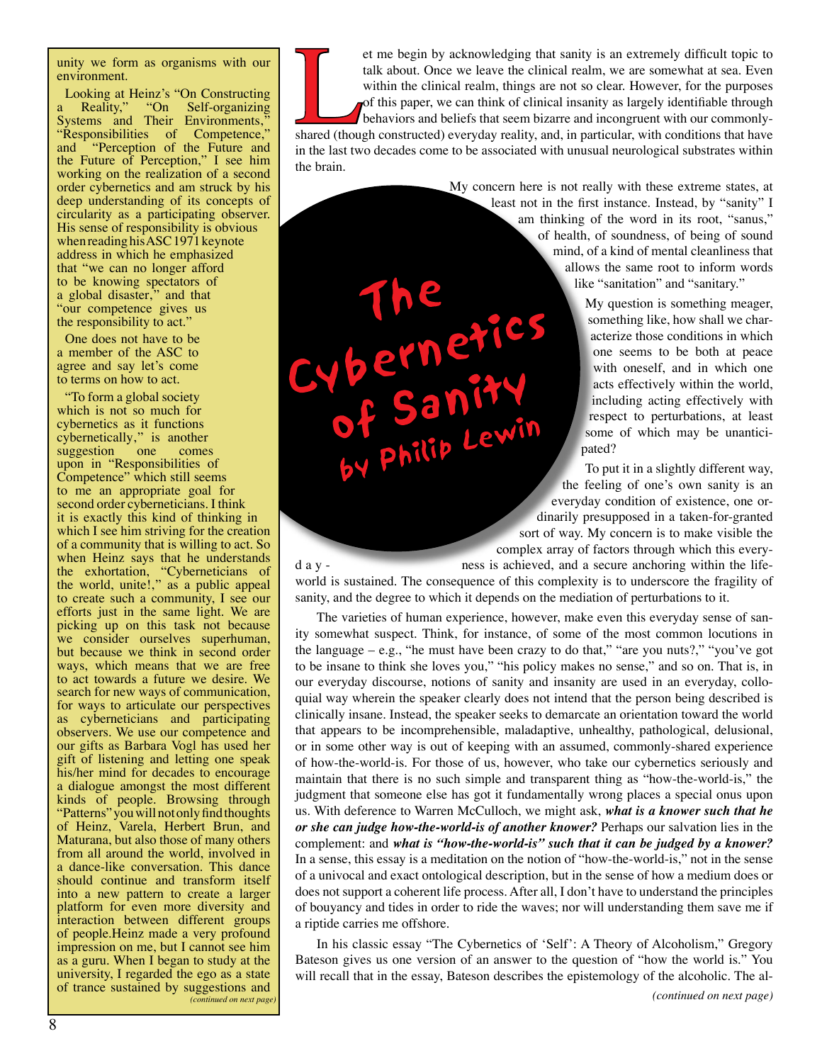unity we form as organisms with our environment.

Looking at Heinz's "On Constructing a Reality," "On Self-organizing Systems and Their Environments," "Responsibilities of Competence," and "Perception of the Future and the Future of Perception," I see him working on the realization of a second order cybernetics and am struck by his deep understanding of its concepts of circularity as a participating observer. His sense of responsibility is obvious when reading his ASC 1971 keynote address in which he emphasized that "we can no longer afford to be knowing spectators of a global disaster," and that "our competence gives us the responsibility to act."

One does not have to be a member of the ASC to agree and say let's come to terms on how to act.

"To form a global society which is not so much for cybernetics as it functions cybernetically," is another suggestion one comes upon in "Responsibilities of Competence" which still seems to me an appropriate goal for second order cyberneticians. I think it is exactly this kind of thinking in which I see him striving for the creation of a community that is willing to act. So when Heinz says that he understands the exhortation, "Cyberneticians of the world, unite!," as a public appeal to create such a community, I see our efforts just in the same light. We are picking up on this task not because we consider ourselves superhuman, but because we think in second order ways, which means that we are free to act towards a future we desire. We search for new ways of communication, for ways to articulate our perspectives as cyberneticians and participating observers. We use our competence and our gifts as Barbara Vogl has used her gift of listening and letting one speak his/her mind for decades to encourage a dialogue amongst the most different kinds of people. Browsing through "Patterns" you will not only find thoughts of Heinz, Varela, Herbert Brun, and Maturana, but also those of many others from all around the world, involved in a dance-like conversation. This dance should continue and transform itself into a new pattern to create a larger platform for even more diversity and interaction between different groups of people.Heinz made a very profound impression on me, but I cannot see him as a guru. When I began to study at the university, I regarded the ego as a state of trance sustained by suggestions and

*(continued on next page)*

# The Cybernetics of Sanity

## by Philip Lewin

Let me begin by acknowledging that sanity is an extremely difficult topic to talk about. Once we leave the clinical realm, we are somewhat at sea. Even within the clinical realm, things are not so clear. However, for the purposes of this paper, we can think of clinical insanity as largely identifiable through behaviors and beliefs that seem bizarre and incongruent with our commonly-shared (though constructed) everyday reality, and, in particular, with conditions that have in the last two decades come to be associated with unusual neurological substrates within the brain.

My concern here is not really with these extreme states, at least not in the first instance. Instead, by "sanity" I am thinking of the word in its root, "sanus," of health, of soundness, of being of sound mind, of a kind of mental cleanliness that allows the same root to inform words like "sanitation" and "sanitary."

My question is something meager, something like, how shall we characterize those conditions in which one seems to be both at peace with oneself, and in which one acts effectively within the world, including acting effectively with respect to perturbations, at least some of which may be unanticipated?

To put it in a slightly different way, the feeling of one's own sanity is an everyday condition of existence, one ordinarily presupposed in a taken-for-granted sort of way. My concern is to make visible the complex array of factors through which this everydayness is achieved, and a secure anchoring within the life-world is sustained. The consequence of this complexity is to underscore the fragility of sanity, and the degree to which it depends on the mediation of perturbations to it.

The varieties of human experience, however, make even this everyday sense of sanity somewhat suspect. Think, for instance, of some of the most common locutions in the language – e.g., "he must have been crazy to do that," "are you nuts?," "you've got to be insane to think she loves you," "his policy makes no sense," and so on. That is, in our everyday discourse, notions of sanity and insanity are used in an everyday, colloquial way wherein the speaker clearly does not intend that the person being described is clinically insane. Instead, the speaker seeks to demarcate an orientation toward the world that appears to be incomprehensible, maladaptive, unhealthy, pathological, delusional, or in some other way is out of keeping with an assumed, commonly-shared experience of how-the-world-is. For those of us, however, who take our cybernetics seriously and maintain that there is no such simple and transparent thing as "how-the-world-is," the judgment that someone else has got it fundamentally wrong places a special onus upon us. With deference to Warren McCulloch, we might ask, ***what is a knower such that he or she can judge how-the-world-is of another knower?*** Perhaps our salvation lies in the complement: and ***what is "how-the-world-is" such that it can be judged by a knower?*** In a sense, this essay is a meditation on the notion of "how-the-world-is," not in the sense of a univocal and exact ontological description, but in the sense of how a medium does or does not support a coherent life process. After all, I don't have to understand the principles of bouyancy and tides in order to ride the waves; nor will understanding them save me if a riptide carries me offshore.

In his classic essay "The Cybernetics of 'Self': A Theory of Alcoholism," Gregory Bateson gives us one version of an answer to the question of "how the world is." You will recall that in the essay, Bateson describes the epistemology of the alcoholic. The al-

*(continued on next page)*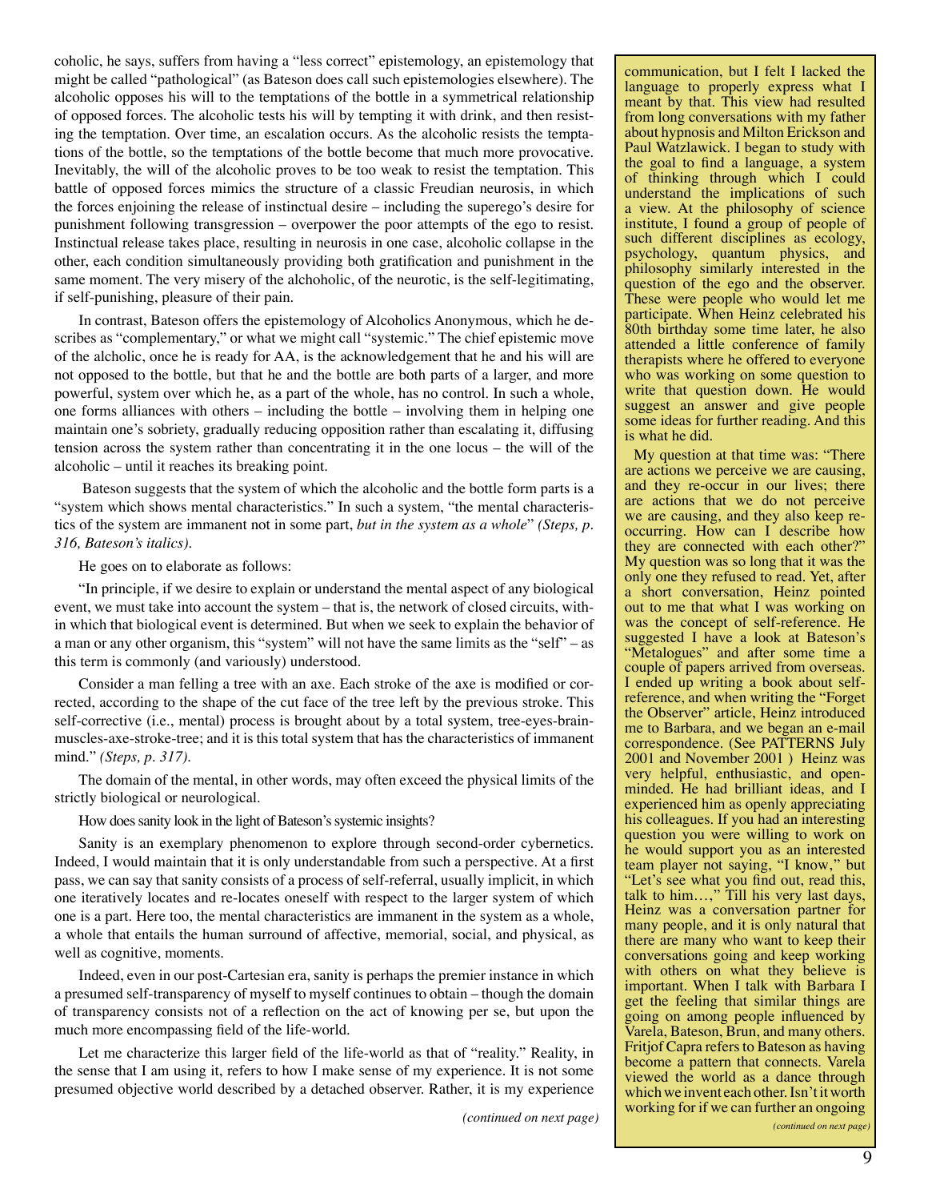coholic, he says, suffers from having a "less correct" epistemology, an epistemology that might be called "pathological" (as Bateson does call such epistemologies elsewhere). The alcoholic opposes his will to the temptations of the bottle in a symmetrical relationship of opposed forces. The alcoholic tests his will by tempting it with drink, and then resisting the temptation. Over time, an escalation occurs. As the alcoholic resists the temptations of the bottle, so the temptations of the bottle become that much more provocative. Inevitably, the will of the alcoholic proves to be too weak to resist the temptation. This battle of opposed forces mimics the structure of a classic Freudian neurosis, in which the forces enjoining the release of instinctual desire – including the superego's desire for punishment following transgression – overpower the poor attempts of the ego to resist. Instinctual release takes place, resulting in neurosis in one case, alcoholic collapse in the other, each condition simultaneously providing both gratification and punishment in the same moment. The very misery of the alchoholic, of the neurotic, is the self-legitimating, if self-punishing, pleasure of their pain.

In contrast, Bateson offers the epistemology of Alcoholics Anonymous, which he describes as "complementary," or what we might call "systemic." The chief epistemic move of the alcholic, once he is ready for AA, is the acknowledgement that he and his will are not opposed to the bottle, but that he and the bottle are both parts of a larger, and more powerful, system over which he, as a part of the whole, has no control. In such a whole, one forms alliances with others – including the bottle – involving them in helping one maintain one's sobriety, gradually reducing opposition rather than escalating it, diffusing tension across the system rather than concentrating it in the one locus – the will of the alcoholic – until it reaches its breaking point.

Bateson suggests that the system of which the alcoholic and the bottle form parts is a "system which shows mental characteristics." In such a system, "the mental characteristics of the system are immanent not in some part, *but in the system as a whole*" *(Steps, p. 316, Bateson's italics).*

He goes on to elaborate as follows:

"In principle, if we desire to explain or understand the mental aspect of any biological event, we must take into account the system – that is, the network of closed circuits, within which that biological event is determined. But when we seek to explain the behavior of a man or any other organism, this "system" will not have the same limits as the "self" – as this term is commonly (and variously) understood.

Consider a man felling a tree with an axe. Each stroke of the axe is modified or corrected, according to the shape of the cut face of the tree left by the previous stroke. This self-corrective (i.e., mental) process is brought about by a total system, tree-eyes-brain-muscles-axe-stroke-tree; and it is this total system that has the characteristics of immanent mind." *(Steps, p. 317).*

The domain of the mental, in other words, may often exceed the physical limits of the strictly biological or neurological.

How does sanity look in the light of Bateson's systemic insights?

Sanity is an exemplary phenomenon to explore through second-order cybernetics. Indeed, I would maintain that it is only understandable from such a perspective. At a first pass, we can say that sanity consists of a process of self-referral, usually implicit, in which one iteratively locates and re-locates oneself with respect to the larger system of which one is a part. Here too, the mental characteristics are immanent in the system as a whole, a whole that entails the human surround of affective, memorial, social, and physical, as well as cognitive, moments.

Indeed, even in our post-Cartesian era, sanity is perhaps the premier instance in which a presumed self-transparency of myself to myself continues to obtain – though the domain of transparency consists not of a reflection on the act of knowing per se, but upon the much more encompassing field of the life-world.

Let me characterize this larger field of the life-world as that of "reality." Reality, in the sense that I am using it, refers to how I make sense of my experience. It is not some presumed objective world described by a detached observer. Rather, it is my experience

*(continued on next page)*

communication, but I felt I lacked the language to properly express what I meant by that. This view had resulted from long conversations with my father about hypnosis and Milton Erickson and Paul Watzlawick. I began to study with the goal to find a language, a system of thinking through which I could understand the implications of such a view. At the philosophy of science institute, I found a group of people of such different disciplines as ecology, psychology, quantum physics, and philosophy similarly interested in the question of the ego and the observer. These were people who would let me participate. When Heinz celebrated his 80th birthday some time later, he also attended a little conference of family therapists where he offered to everyone who was working on some question to write that question down. He would suggest an answer and give people some ideas for further reading. And this is what he did.

My question at that time was: "There are actions we perceive we are causing, and they re-occur in our lives; there are actions that we do not perceive we are causing, and they also keep re-occurring. How can I describe how they are connected with each other?" My question was so long that it was the only one they refused to read. Yet, after a short conversation, Heinz pointed out to me that what I was working on was the concept of self-reference. He suggested I have a look at Bateson's "Metalogues" and after some time a couple of papers arrived from overseas. I ended up writing a book about self-reference, and when writing the "Forget the Observer" article, Heinz introduced me to Barbara, and we began an e-mail correspondence. (See PATTERNS July 2001 and November 2001 ) Heinz was very helpful, enthusiastic, and open-minded. He had brilliant ideas, and I experienced him as openly appreciating his colleagues. If you had an interesting question you were willing to work on he would support you as an interested team player not saying, "I know," but "Let's see what you find out, read this, talk to him…," Till his very last days, Heinz was a conversation partner for many people, and it is only natural that there are many who want to keep their conversations going and keep working with others on what they believe is important. When I talk with Barbara I get the feeling that similar things are going on among people influenced by Varela, Bateson, Brun, and many others. Fritjof Capra refers to Bateson as having become a pattern that connects. Varela viewed the world as a dance through which we invent each other. Isn't it worth working for if we can further an ongoing

*(continued on next page)*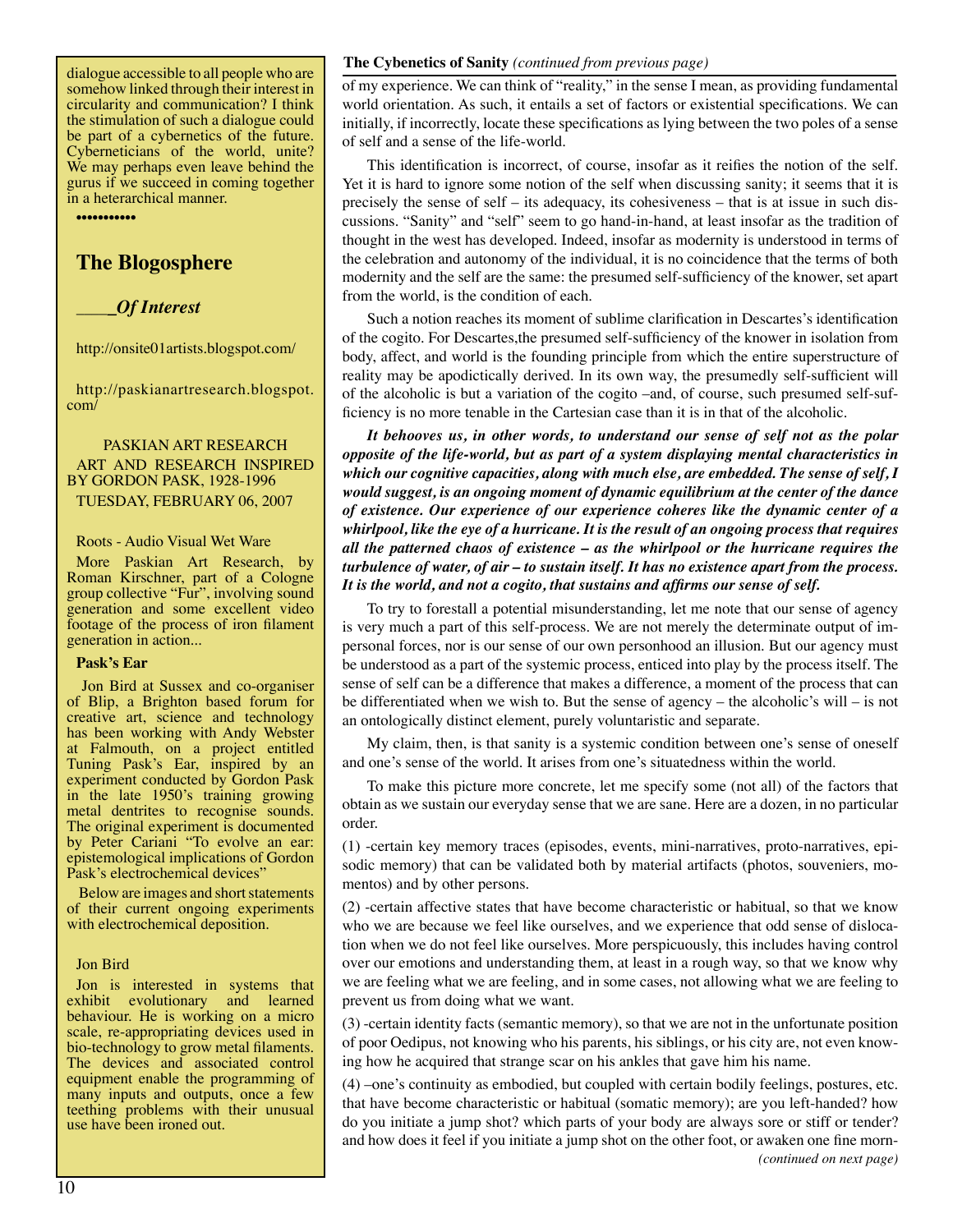dialogue accessible to all people who are somehow linked through their interest in circularity and communication? I think the stimulation of such a dialogue could be part of a cybernetics of the future. Cyberneticians of the world, unite? We may perhaps even leave behind the gurus if we succeed in coming together in a heterarchical manner.

••••••••••

## The Blogosphere

### ____*Of Interest*

http://onsite01artists.blogspot.com/

http://paskianartresearch.blogspot.com/

PASKIAN ART RESEARCH
ART AND RESEARCH INSPIRED BY GORDON PASK, 1928-1996
TUESDAY, FEBRUARY 06, 2007

Roots - Audio Visual Wet Ware

More Paskian Art Research, by Roman Kirschner, part of a Cologne group collective "Fur", involving sound generation and some excellent video footage of the process of iron filament generation in action...

**Pask's Ear**

Jon Bird at Sussex and co-organiser of Blip, a Brighton based forum for creative art, science and technology has been working with Andy Webster at Falmouth, on a project entitled Tuning Pask's Ear, inspired by an experiment conducted by Gordon Pask in the late 1950's training growing metal dentrites to recognise sounds. The original experiment is documented by Peter Cariani "To evolve an ear: epistemological implications of Gordon Pask's electrochemical devices"

Below are images and short statements of their current ongoing experiments with electrochemical deposition.

Jon Bird

Jon is interested in systems that exhibit evolutionary and learned behaviour. He is working on a micro scale, re-appropriating devices used in bio-technology to grow metal filaments. The devices and associated control equipment enable the programming of many inputs and outputs, once a few teething problems with their unusual use have been ironed out.

**The Cybenetics of Sanity** *(continued from previous page)*

of my experience. We can think of "reality," in the sense I mean, as providing fundamental world orientation. As such, it entails a set of factors or existential specifications. We can initially, if incorrectly, locate these specifications as lying between the two poles of a sense of self and a sense of the life-world.

This identification is incorrect, of course, insofar as it reifies the notion of the self. Yet it is hard to ignore some notion of the self when discussing sanity; it seems that it is precisely the sense of self – its adequacy, its cohesiveness – that is at issue in such discussions. "Sanity" and "self" seem to go hand-in-hand, at least insofar as the tradition of thought in the west has developed. Indeed, insofar as modernity is understood in terms of the celebration and autonomy of the individual, it is no coincidence that the terms of both modernity and the self are the same: the presumed self-sufficiency of the knower, set apart from the world, is the condition of each.

Such a notion reaches its moment of sublime clarification in Descartes's identification of the cogito. For Descartes,the presumed self-sufficiency of the knower in isolation from body, affect, and world is the founding principle from which the entire superstructure of reality may be apodictically derived. In its own way, the presumedly self-sufficient will of the alcoholic is but a variation of the cogito –and, of course, such presumed self-sufficiency is no more tenable in the Cartesian case than it is in that of the alcoholic.

***It behooves us, in other words, to understand our sense of self not as the polar opposite of the life-world, but as part of a system displaying mental characteristics in which our cognitive capacities, along with much else, are embedded. The sense of self, I would suggest, is an ongoing moment of dynamic equilibrium at the center of the dance of existence. Our experience of our experience coheres like the dynamic center of a whirlpool, like the eye of a hurricane. It is the result of an ongoing process that requires all the patterned chaos of existence – as the whirlpool or the hurricane requires the turbulence of water, of air – to sustain itself. It has no existence apart from the process. It is the world, and not a cogito, that sustains and affirms our sense of self.***

To try to forestall a potential misunderstanding, let me note that our sense of agency is very much a part of this self-process. We are not merely the determinate output of impersonal forces, nor is our sense of our own personhood an illusion. But our agency must be understood as a part of the systemic process, enticed into play by the process itself. The sense of self can be a difference that makes a difference, a moment of the process that can be differentiated when we wish to. But the sense of agency – the alcoholic's will – is not an ontologically distinct element, purely voluntaristic and separate.

My claim, then, is that sanity is a systemic condition between one's sense of oneself and one's sense of the world. It arises from one's situatedness within the world.

To make this picture more concrete, let me specify some (not all) of the factors that obtain as we sustain our everyday sense that we are sane. Here are a dozen, in no particular order.

(1) -certain key memory traces (episodes, events, mini-narratives, proto-narratives, episodic memory) that can be validated both by material artifacts (photos, souveniers, momentos) and by other persons.

(2) -certain affective states that have become characteristic or habitual, so that we know who we are because we feel like ourselves, and we experience that odd sense of dislocation when we do not feel like ourselves. More perspicuously, this includes having control over our emotions and understanding them, at least in a rough way, so that we know why we are feeling what we are feeling, and in some cases, not allowing what we are feeling to prevent us from doing what we want.

(3) -certain identity facts (semantic memory), so that we are not in the unfortunate position of poor Oedipus, not knowing who his parents, his siblings, or his city are, not even knowing how he acquired that strange scar on his ankles that gave him his name.

(4) –one's continuity as embodied, but coupled with certain bodily feelings, postures, etc. that have become characteristic or habitual (somatic memory); are you left-handed? how do you initiate a jump shot? which parts of your body are always sore or stiff or tender? and how does it feel if you initiate a jump shot on the other foot, or awaken one fine morn-

*(continued on next page)*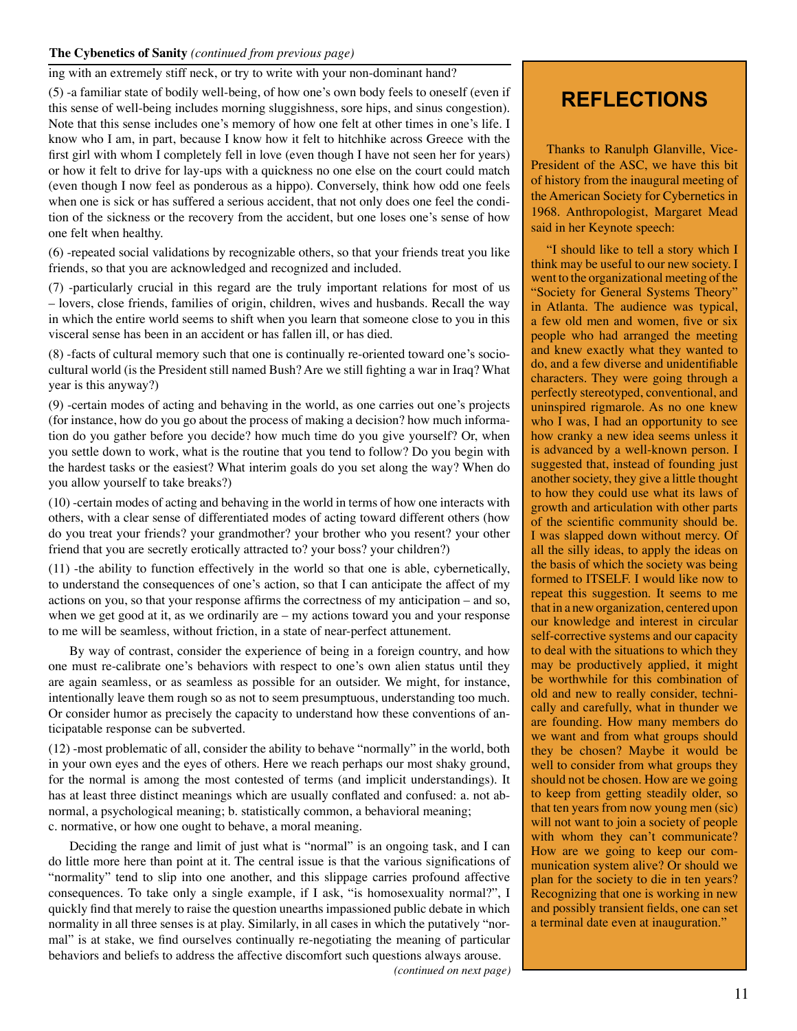ing with an extremely stiff neck, or try to write with your non-dominant hand?

(5) -a familiar state of bodily well-being, of how one's own body feels to oneself (even if this sense of well-being includes morning sluggishness, sore hips, and sinus congestion). Note that this sense includes one's memory of how one felt at other times in one's life. I know who I am, in part, because I know how it felt to hitchhike across Greece with the first girl with whom I completely fell in love (even though I have not seen her for years) or how it felt to drive for lay-ups with a quickness no one else on the court could match (even though I now feel as ponderous as a hippo). Conversely, think how odd one feels when one is sick or has suffered a serious accident, that not only does one feel the condition of the sickness or the recovery from the accident, but one loses one's sense of how one felt when healthy.

(6) -repeated social validations by recognizable others, so that your friends treat you like friends, so that you are acknowledged and recognized and included.

(7) -particularly crucial in this regard are the truly important relations for most of us – lovers, close friends, families of origin, children, wives and husbands. Recall the way in which the entire world seems to shift when you learn that someone close to you in this visceral sense has been in an accident or has fallen ill, or has died.

(8) -facts of cultural memory such that one is continually re-oriented toward one's socio-cultural world (is the President still named Bush? Are we still fighting a war in Iraq? What year is this anyway?)

(9) -certain modes of acting and behaving in the world, as one carries out one's projects (for instance, how do you go about the process of making a decision? how much information do you gather before you decide? how much time do you give yourself? Or, when you settle down to work, what is the routine that you tend to follow? Do you begin with the hardest tasks or the easiest? What interim goals do you set along the way? When do you allow yourself to take breaks?)

(10) -certain modes of acting and behaving in the world in terms of how one interacts with others, with a clear sense of differentiated modes of acting toward different others (how do you treat your friends? your grandmother? your brother who you resent? your other friend that you are secretly erotically attracted to? your boss? your children?)

(11) -the ability to function effectively in the world so that one is able, cybernetically, to understand the consequences of one's action, so that I can anticipate the affect of my actions on you, so that your response affirms the correctness of my anticipation – and so, when we get good at it, as we ordinarily are – my actions toward you and your response to me will be seamless, without friction, in a state of near-perfect attunement.

By way of contrast, consider the experience of being in a foreign country, and how one must re-calibrate one's behaviors with respect to one's own alien status until they are again seamless, or as seamless as possible for an outsider. We might, for instance, intentionally leave them rough so as not to seem presumptuous, understanding too much. Or consider humor as precisely the capacity to understand how these conventions of anticipatable response can be subverted.

(12) -most problematic of all, consider the ability to behave "normally" in the world, both in your own eyes and the eyes of others. Here we reach perhaps our most shaky ground, for the normal is among the most contested of terms (and implicit understandings). It has at least three distinct meanings which are usually conflated and confused: a. not abnormal, a psychological meaning; b. statistically common, a behavioral meaning; c. normative, or how one ought to behave, a moral meaning.

Deciding the range and limit of just what is "normal" is an ongoing task, and I can do little more here than point at it. The central issue is that the various significations of "normality" tend to slip into one another, and this slippage carries profound affective consequences. To take only a single example, if I ask, "is homosexuality normal?", I quickly find that merely to raise the question unearths impassioned public debate in which normality in all three senses is at play. Similarly, in all cases in which the putatively "normal" is at stake, we find ourselves continually re-negotiating the meaning of particular behaviors and beliefs to address the affective discomfort such questions always arouse.

*(continued on next page)*

## REFLECTIONS

Thanks to Ranulph Glanville, Vice-President of the ASC, we have this bit of history from the inaugural meeting of the American Society for Cybernetics in 1968. Anthropologist, Margaret Mead said in her Keynote speech:

"I should like to tell a story which I think may be useful to our new society. I went to the organizational meeting of the "Society for General Systems Theory" in Atlanta. The audience was typical, a few old men and women, five or six people who had arranged the meeting and knew exactly what they wanted to do, and a few diverse and unidentifiable characters. They were going through a perfectly stereotyped, conventional, and uninspired rigmarole. As no one knew who I was, I had an opportunity to see how cranky a new idea seems unless it is advanced by a well-known person. I suggested that, instead of founding just another society, they give a little thought to how they could use what its laws of growth and articulation with other parts of the scientific community should be. I was slapped down without mercy. Of all the silly ideas, to apply the ideas on the basis of which the society was being formed to ITSELF. I would like now to repeat this suggestion. It seems to me that in a new organization, centered upon our knowledge and interest in circular self-corrective systems and our capacity to deal with the situations to which they may be productively applied, it might be worthwhile for this combination of old and new to really consider, technically and carefully, what in thunder we are founding. How many members do we want and from what groups should they be chosen? Maybe it would be well to consider from what groups they should not be chosen. How are we going to keep from getting steadily older, so that ten years from now young men (sic) will not want to join a society of people with whom they can't communicate? How are we going to keep our communication system alive? Or should we plan for the society to die in ten years? Recognizing that one is working in new and possibly transient fields, one can set a terminal date even at inauguration."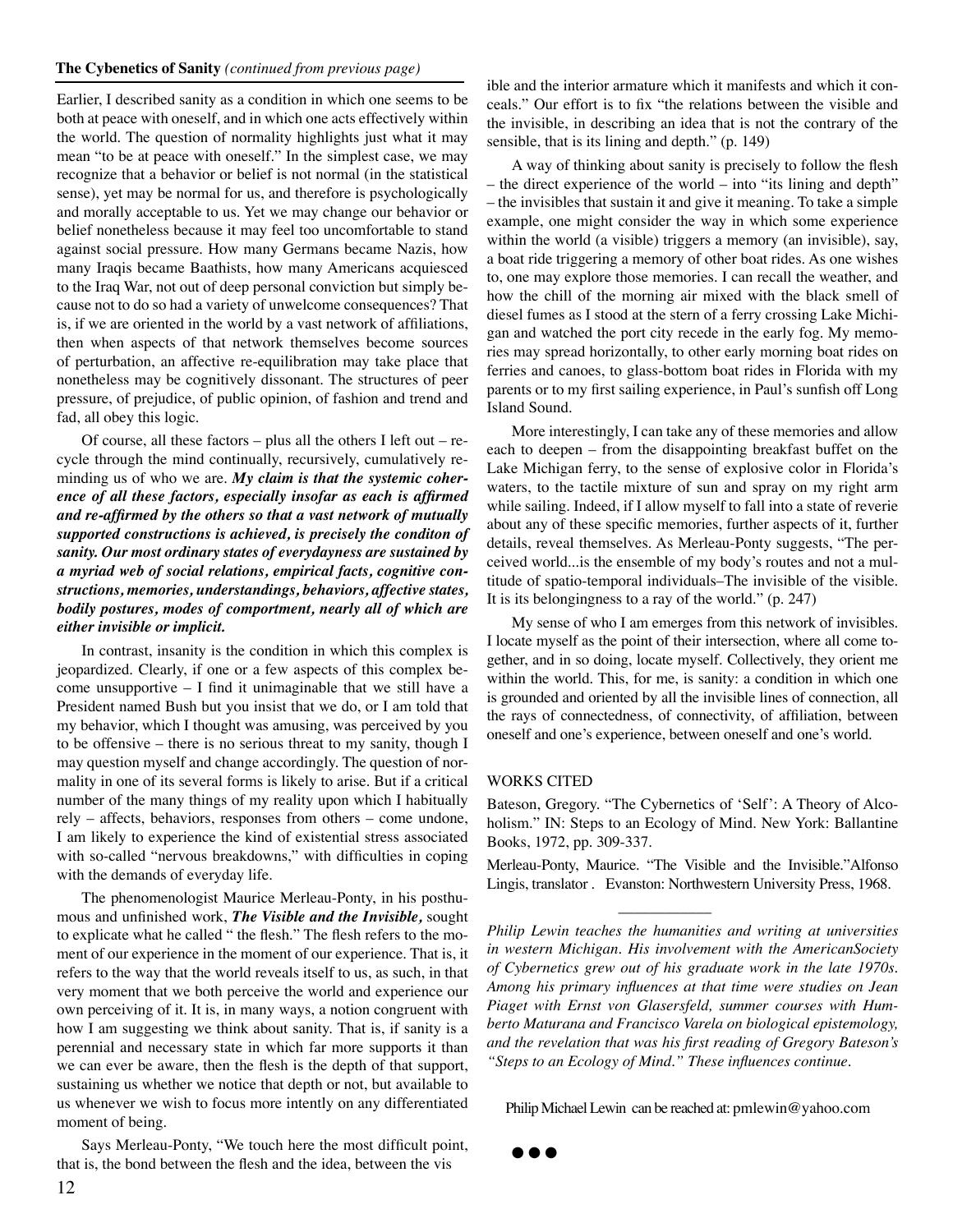**The Cybenetics of Sanity** *(continued from previous page)*

Earlier, I described sanity as a condition in which one seems to be both at peace with oneself, and in which one acts effectively within the world. The question of normality highlights just what it may mean "to be at peace with oneself." In the simplest case, we may recognize that a behavior or belief is not normal (in the statistical sense), yet may be normal for us, and therefore is psychologically and morally acceptable to us. Yet we may change our behavior or belief nonetheless because it may feel too uncomfortable to stand against social pressure. How many Germans became Nazis, how many Iraqis became Baathists, how many Americans acquiesced to the Iraq War, not out of deep personal conviction but simply because not to do so had a variety of unwelcome consequences? That is, if we are oriented in the world by a vast network of affiliations, then when aspects of that network themselves become sources of perturbation, an affective re-equilibration may take place that nonetheless may be cognitively dissonant. The structures of peer pressure, of prejudice, of public opinion, of fashion and trend and fad, all obey this logic.

Of course, all these factors – plus all the others I left out – recycle through the mind continually, recursively, cumulatively reminding us of who we are. ***My claim is that the systemic coherence of all these factors, especially insofar as each is affirmed and re-affirmed by the others so that a vast network of mutually supported constructions is achieved, is precisely the conditon of sanity. Our most ordinary states of everydayness are sustained by a myriad web of social relations, empirical facts, cognitive constructions, memories, understandings, behaviors, affective states, bodily postures, modes of comportment, nearly all of which are either invisible or implicit.***

In contrast, insanity is the condition in which this complex is jeopardized. Clearly, if one or a few aspects of this complex become unsupportive – I find it unimaginable that we still have a President named Bush but you insist that we do, or I am told that my behavior, which I thought was amusing, was perceived by you to be offensive – there is no serious threat to my sanity, though I may question myself and change accordingly. The question of normality in one of its several forms is likely to arise. But if a critical number of the many things of my reality upon which I habitually rely – affects, behaviors, responses from others – come undone, I am likely to experience the kind of existential stress associated with so-called "nervous breakdowns," with difficulties in coping with the demands of everyday life.

The phenomenologist Maurice Merleau-Ponty, in his posthumous and unfinished work, ***The Visible and the Invisible,*** sought to explicate what he called " the flesh." The flesh refers to the moment of our experience in the moment of our experience. That is, it refers to the way that the world reveals itself to us, as such, in that very moment that we both perceive the world and experience our own perceiving of it. It is, in many ways, a notion congruent with how I am suggesting we think about sanity. That is, if sanity is a perennial and necessary state in which far more supports it than we can ever be aware, then the flesh is the depth of that support, sustaining us whether we notice that depth or not, but available to us whenever we wish to focus more intently on any differentiated moment of being.

Says Merleau-Ponty, "We touch here the most difficult point, that is, the bond between the flesh and the idea, between the visible and the interior armature which it manifests and which it conceals." Our effort is to fix "the relations between the visible and the invisible, in describing an idea that is not the contrary of the sensible, that is its lining and depth." (p. 149)

A way of thinking about sanity is precisely to follow the flesh – the direct experience of the world – into "its lining and depth" – the invisibles that sustain it and give it meaning. To take a simple example, one might consider the way in which some experience within the world (a visible) triggers a memory (an invisible), say, a boat ride triggering a memory of other boat rides. As one wishes to, one may explore those memories. I can recall the weather, and how the chill of the morning air mixed with the black smell of diesel fumes as I stood at the stern of a ferry crossing Lake Michigan and watched the port city recede in the early fog. My memories may spread horizontally, to other early morning boat rides on ferries and canoes, to glass-bottom boat rides in Florida with my parents or to my first sailing experience, in Paul's sunfish off Long Island Sound.

More interestingly, I can take any of these memories and allow each to deepen – from the disappointing breakfast buffet on the Lake Michigan ferry, to the sense of explosive color in Florida's waters, to the tactile mixture of sun and spray on my right arm while sailing. Indeed, if I allow myself to fall into a state of reverie about any of these specific memories, further aspects of it, further details, reveal themselves. As Merleau-Ponty suggests, "The perceived world...is the ensemble of my body's routes and not a multitude of spatio-temporal individuals–The invisible of the visible. It is its belongingness to a ray of the world." (p. 247)

My sense of who I am emerges from this network of invisibles. I locate myself as the point of their intersection, where all come together, and in so doing, locate myself. Collectively, they orient me within the world. This, for me, is sanity: a condition in which one is grounded and oriented by all the invisible lines of connection, all the rays of connectedness, of connectivity, of affiliation, between oneself and one's experience, between oneself and one's world.

WORKS CITED

Bateson, Gregory. "The Cybernetics of 'Self': A Theory of Alcoholism." IN: Steps to an Ecology of Mind. New York: Ballantine Books, 1972, pp. 309-337.

Merleau-Ponty, Maurice. "The Visible and the Invisible."Alfonso Lingis, translator . Evanston: Northwestern University Press, 1968.

---

*Philip Lewin teaches the humanities and writing at universities in western Michigan. His involvement with the AmericanSociety of Cybernetics grew out of his graduate work in the late 1970s. Among his primary influences at that time were studies on Jean Piaget with Ernst von Glasersfeld, summer courses with Humberto Maturana and Francisco Varela on biological epistemology, and the revelation that was his first reading of Gregory Bateson's "Steps to an Ecology of Mind." These influences continue.*

Philip Michael Lewin can be reached at: pmlewin@yahoo.com

●●●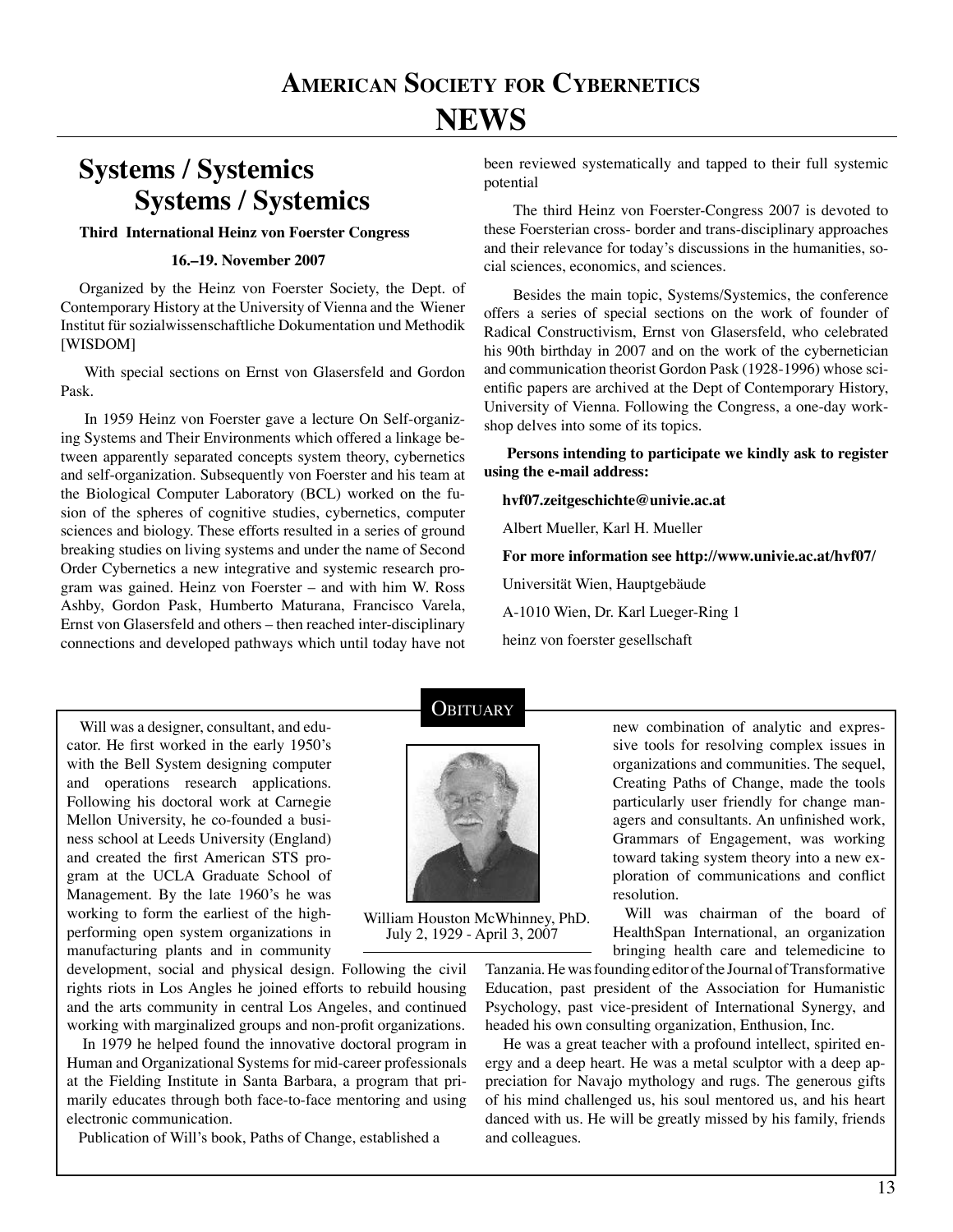# American Society for Cybernetics NEWS

## Systems / Systemics
## Systems / Systemics

**Third International Heinz von Foerster Congress**

**16.–19. November 2007**

Organized by the Heinz von Foerster Society, the Dept. of Contemporary History at the University of Vienna and the Wiener Institut für sozialwissenschaftliche Dokumentation und Methodik [WISDOM]

With special sections on Ernst von Glasersfeld and Gordon Pask.

In 1959 Heinz von Foerster gave a lecture On Self-organizing Systems and Their Environments which offered a linkage between apparently separated concepts system theory, cybernetics and self-organization. Subsequently von Foerster and his team at the Biological Computer Laboratory (BCL) worked on the fusion of the spheres of cognitive studies, cybernetics, computer sciences and biology. These efforts resulted in a series of ground breaking studies on living systems and under the name of Second Order Cybernetics a new integrative and systemic research program was gained. Heinz von Foerster – and with him W. Ross Ashby, Gordon Pask, Humberto Maturana, Francisco Varela, Ernst von Glasersfeld and others – then reached inter-disciplinary connections and developed pathways which until today have not been reviewed systematically and tapped to their full systemic potential

The third Heinz von Foerster-Congress 2007 is devoted to these Foersterian cross- border and trans-disciplinary approaches and their relevance for today's discussions in the humanities, social sciences, economics, and sciences.

Besides the main topic, Systems/Systemics, the conference offers a series of special sections on the work of founder of Radical Constructivism, Ernst von Glasersfeld, who celebrated his 90th birthday in 2007 and on the work of the cybernetician and communication theorist Gordon Pask (1928-1996) whose scientific papers are archived at the Dept of Contemporary History, University of Vienna. Following the Congress, a one-day workshop delves into some of its topics.

**Persons intending to participate we kindly ask to register using the e-mail address:**

**hvf07.zeitgeschichte@univie.ac.at**

Albert Mueller, Karl H. Mueller

**For more information see http://www.univie.ac.at/hvf07/**

Universität Wien, Hauptgebäude

A-1010 Wien, Dr. Karl Lueger-Ring 1

heinz von foerster gesellschaft

## Obituary

William Houston McWhinney, PhD.
July 2, 1929 - April 3, 2007

Will was a designer, consultant, and educator. He first worked in the early 1950's with the Bell System designing computer and operations research applications. Following his doctoral work at Carnegie Mellon University, he co-founded a business school at Leeds University (England) and created the first American STS program at the UCLA Graduate School of Management. By the late 1960's he was working to form the earliest of the high-performing open system organizations in manufacturing plants and in community development, social and physical design. Following the civil rights riots in Los Angles he joined efforts to rebuild housing and the arts community in central Los Angeles, and continued working with marginalized groups and non-profit organizations.

In 1979 he helped found the innovative doctoral program in Human and Organizational Systems for mid-career professionals at the Fielding Institute in Santa Barbara, a program that primarily educates through both face-to-face mentoring and using electronic communication.

Publication of Will's book, Paths of Change, established a new combination of analytic and expressive tools for resolving complex issues in organizations and communities. The sequel, Creating Paths of Change, made the tools particularly user friendly for change managers and consultants. An unfinished work, Grammars of Engagement, was working toward taking system theory into a new exploration of communications and conflict resolution.

Will was chairman of the board of HealthSpan International, an organization bringing health care and telemedicine to Tanzania. He was founding editor of the Journal of Transformative Education, past president of the Association for Humanistic Psychology, past vice-president of International Synergy, and headed his own consulting organization, Enthusion, Inc.

He was a great teacher with a profound intellect, spirited energy and a deep heart. He was a metal sculptor with a deep appreciation for Navajo mythology and rugs. The generous gifts of his mind challenged us, his soul mentored us, and his heart danced with us. He will be greatly missed by his family, friends and colleagues.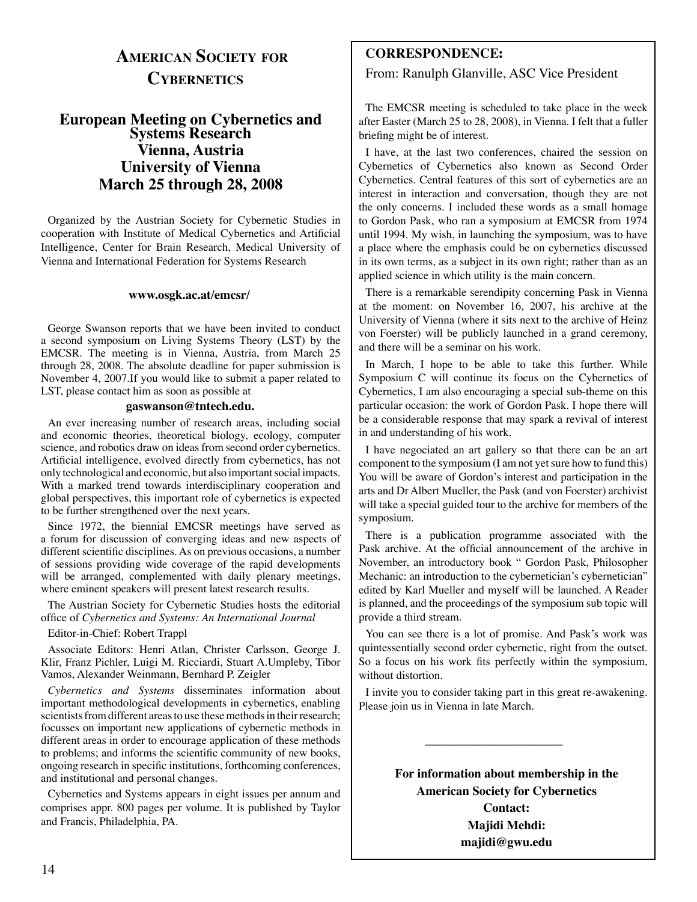# American Society for Cybernetics

## European Meeting on Cybernetics and Systems Research
## Vienna, Austria
## University of Vienna
## March 25 through 28, 2008

Organized by the Austrian Society for Cybernetic Studies in cooperation with Institute of Medical Cybernetics and Artificial Intelligence, Center for Brain Research, Medical University of Vienna and International Federation for Systems Research

**www.osgk.ac.at/emcsr/**

George Swanson reports that we have been invited to conduct a second symposium on Living Systems Theory (LST) by the EMCSR. The meeting is in Vienna, Austria, from March 25 through 28, 2008. The absolute deadline for paper submission is November 4, 2007.If you would like to submit a paper related to LST, please contact him as soon as possible at

**gaswanson@tntech.edu.**

An ever increasing number of research areas, including social and economic theories, theoretical biology, ecology, computer science, and robotics draw on ideas from second order cybernetics. Artificial intelligence, evolved directly from cybernetics, has not only technological and economic, but also important social impacts. With a marked trend towards interdisciplinary cooperation and global perspectives, this important role of cybernetics is expected to be further strengthened over the next years.

Since 1972, the biennial EMCSR meetings have served as a forum for discussion of converging ideas and new aspects of different scientific disciplines. As on previous occasions, a number of sessions providing wide coverage of the rapid developments will be arranged, complemented with daily plenary meetings, where eminent speakers will present latest research results.

The Austrian Society for Cybernetic Studies hosts the editorial office of *Cybernetics and Systems: An International Journal*

Editor-in-Chief: Robert Trappl

Associate Editors: Henri Atlan, Christer Carlsson, George J. Klir, Franz Pichler, Luigi M. Ricciardi, Stuart A.Umpleby, Tibor Vamos, Alexander Weinmann, Bernhard P. Zeigler

*Cybernetics and Systems* disseminates information about important methodological developments in cybernetics, enabling scientists from different areas to use these methods in their research; focusses on important new applications of cybernetic methods in different areas in order to encourage application of these methods to problems; and informs the scientific community of new books, ongoing research in specific institutions, forthcoming conferences, and institutional and personal changes.

Cybernetics and Systems appears in eight issues per annum and comprises appr. 800 pages per volume. It is published by Taylor and Francis, Philadelphia, PA.

## CORRESPONDENCE:

From: Ranulph Glanville, ASC Vice President

The EMCSR meeting is scheduled to take place in the week after Easter (March 25 to 28, 2008), in Vienna. I felt that a fuller briefing might be of interest.

I have, at the last two conferences, chaired the session on Cybernetics of Cybernetics also known as Second Order Cybernetics. Central features of this sort of cybernetics are an interest in interaction and conversation, though they are not the only concerns. I included these words as a small homage to Gordon Pask, who ran a symposium at EMCSR from 1974 until 1994. My wish, in launching the symposium, was to have a place where the emphasis could be on cybernetics discussed in its own terms, as a subject in its own right; rather than as an applied science in which utility is the main concern.

There is a remarkable serendipity concerning Pask in Vienna at the moment: on November 16, 2007, his archive at the University of Vienna (where it sits next to the archive of Heinz von Foerster) will be publicly launched in a grand ceremony, and there will be a seminar on his work.

In March, I hope to be able to take this further. While Symposium C will continue its focus on the Cybernetics of Cybernetics, I am also encouraging a special sub-theme on this particular occasion: the work of Gordon Pask. I hope there will be a considerable response that may spark a revival of interest in and understanding of his work.

I have negociated an art gallery so that there can be an art component to the symposium (I am not yet sure how to fund this) You will be aware of Gordon's interest and participation in the arts and Dr Albert Mueller, the Pask (and von Foerster) archivist will take a special guided tour to the archive for members of the symposium.

There is a publication programme associated with the Pask archive. At the official announcement of the archive in November, an introductory book " Gordon Pask, Philosopher Mechanic: an introduction to the cybernetician's cybernetician" edited by Karl Mueller and myself will be launched. A Reader is planned, and the proceedings of the symposium sub topic will provide a third stream.

You can see there is a lot of promise. And Pask's work was quintessentially second order cybernetic, right from the outset. So a focus on his work fits perfectly within the symposium, without distortion.

I invite you to consider taking part in this great re-awakening. Please join us in Vienna in late March.

---

**For information about membership in the American Society for Cybernetics**
**Contact:**
**Majidi Mehdi:**
**majidi@gwu.edu**